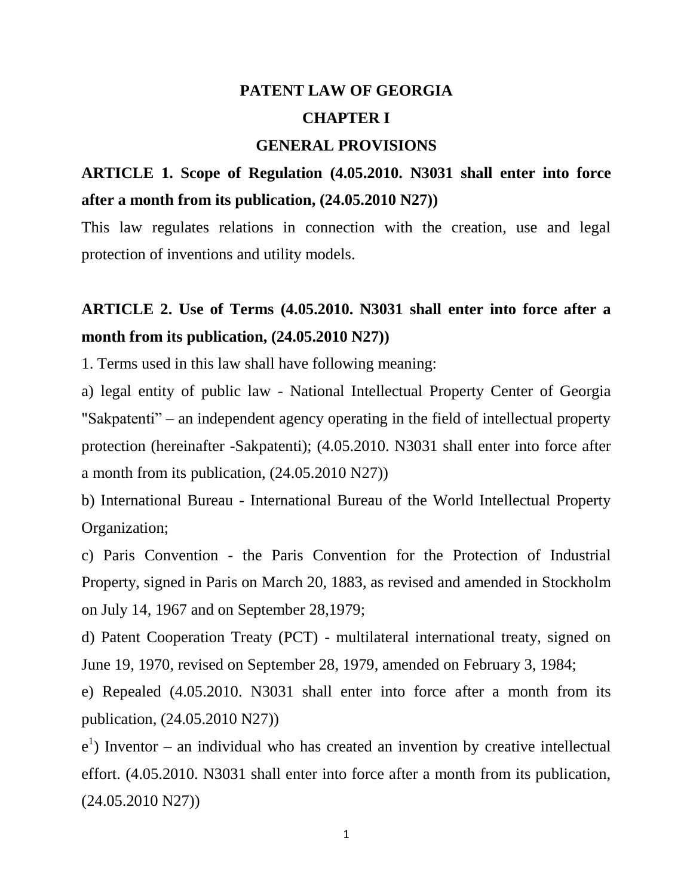# PATENT LAW OF GEORGIA

## CHAPTER I

## GENERAL PROVISIONS

### ARTICLE 1. Scope of Regulation (4.05.2010. N3031 shall enter into force after a month from its publication, (24.05.2010 N27))

This law regulates relations in connection with the creation, use and legal protection of inventions and utility models.

### ARTICLE 2. Use of Terms (4.05.2010. N3031 shall enter into force after a month from its publication, (24.05.2010 N27))

1. Terms used in this law shall have following meaning:

a) legal entity of public law - National Intellectual Property Center of Georgia "Sakpatenti" – an independent agency operating in the field of intellectual property protection (hereinafter -Sakpatenti); (4.05.2010. N3031 shall enter into force after a month from its publication, (24.05.2010 N27))

b) International Bureau - International Bureau of the World Intellectual Property Organization;

c) Paris Convention - the Paris Convention for the Protection of Industrial Property, signed in Paris on March 20, 1883, as revised and amended in Stockholm on July 14, 1967 and on September 28,1979;

d) Patent Cooperation Treaty (PCT) - multilateral international treaty, signed on June 19, 1970, revised on September 28, 1979, amended on February 3, 1984;

e) Repealed (4.05.2010. N3031 shall enter into force after a month from its publication, (24.05.2010 N27))

$e^1$) Inventor – an individual who has created an invention by creative intellectual effort. (4.05.2010. N3031 shall enter into force after a month from its publication, (24.05.2010 N27))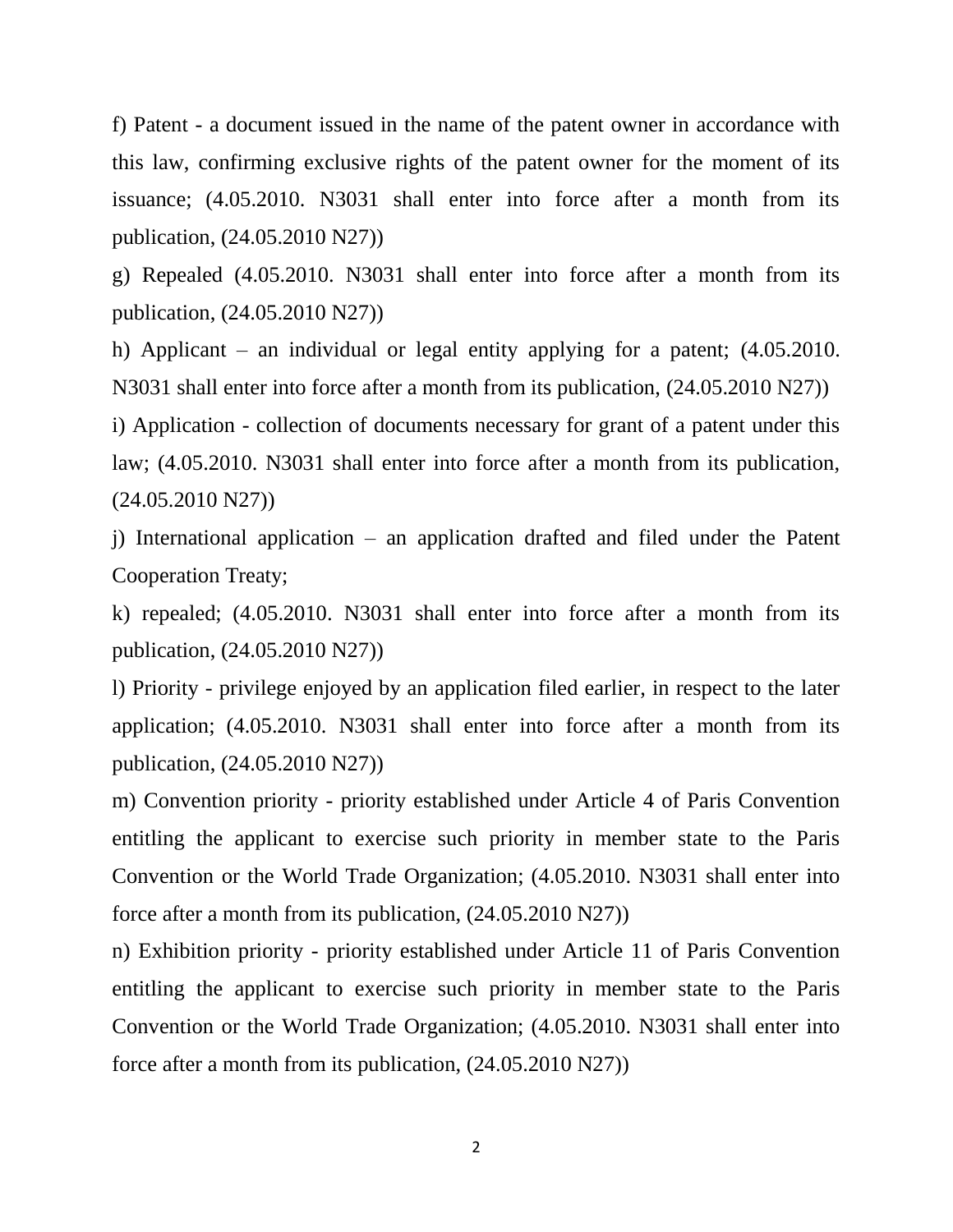f) Patent - a document issued in the name of the patent owner in accordance with this law, confirming exclusive rights of the patent owner for the moment of its issuance; (4.05.2010. N3031 shall enter into force after a month from its publication, (24.05.2010 N27))

g) Repealed (4.05.2010. N3031 shall enter into force after a month from its publication, (24.05.2010 N27))

h) Applicant – an individual or legal entity applying for a patent; (4.05.2010. N3031 shall enter into force after a month from its publication, (24.05.2010 N27))

i) Application - collection of documents necessary for grant of a patent under this law; (4.05.2010. N3031 shall enter into force after a month from its publication, (24.05.2010 N27))

j) International application – an application drafted and filed under the Patent Cooperation Treaty;

k) repealed; (4.05.2010. N3031 shall enter into force after a month from its publication, (24.05.2010 N27))

l) Priority - privilege enjoyed by an application filed earlier, in respect to the later application; (4.05.2010. N3031 shall enter into force after a month from its publication, (24.05.2010 N27))

m) Convention priority - priority established under Article 4 of Paris Convention entitling the applicant to exercise such priority in member state to the Paris Convention or the World Trade Organization; (4.05.2010. N3031 shall enter into force after a month from its publication, (24.05.2010 N27))

n) Exhibition priority - priority established under Article 11 of Paris Convention entitling the applicant to exercise such priority in member state to the Paris Convention or the World Trade Organization; (4.05.2010. N3031 shall enter into force after a month from its publication, (24.05.2010 N27))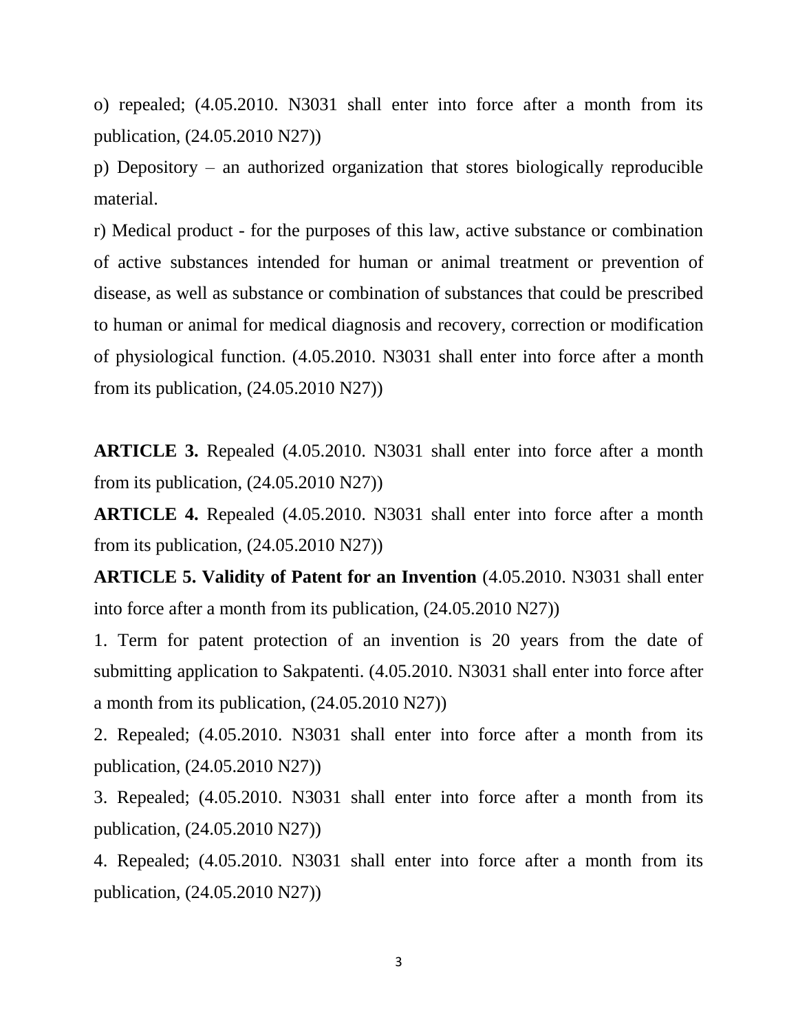o) repealed; (4.05.2010. N3031 shall enter into force after a month from its publication, (24.05.2010 N27))

p) Depository – an authorized organization that stores biologically reproducible material.

r) Medical product - for the purposes of this law, active substance or combination of active substances intended for human or animal treatment or prevention of disease, as well as substance or combination of substances that could be prescribed to human or animal for medical diagnosis and recovery, correction or modification of physiological function. (4.05.2010. N3031 shall enter into force after a month from its publication, (24.05.2010 N27))

**ARTICLE 3.** Repealed (4.05.2010. N3031 shall enter into force after a month from its publication, (24.05.2010 N27))

**ARTICLE 4.** Repealed (4.05.2010. N3031 shall enter into force after a month from its publication, (24.05.2010 N27))

**ARTICLE 5. Validity of Patent for an Invention** (4.05.2010. N3031 shall enter into force after a month from its publication, (24.05.2010 N27))

1. Term for patent protection of an invention is 20 years from the date of submitting application to Sakpatenti. (4.05.2010. N3031 shall enter into force after a month from its publication, (24.05.2010 N27))

2. Repealed; (4.05.2010. N3031 shall enter into force after a month from its publication, (24.05.2010 N27))

3. Repealed; (4.05.2010. N3031 shall enter into force after a month from its publication, (24.05.2010 N27))

4. Repealed; (4.05.2010. N3031 shall enter into force after a month from its publication, (24.05.2010 N27))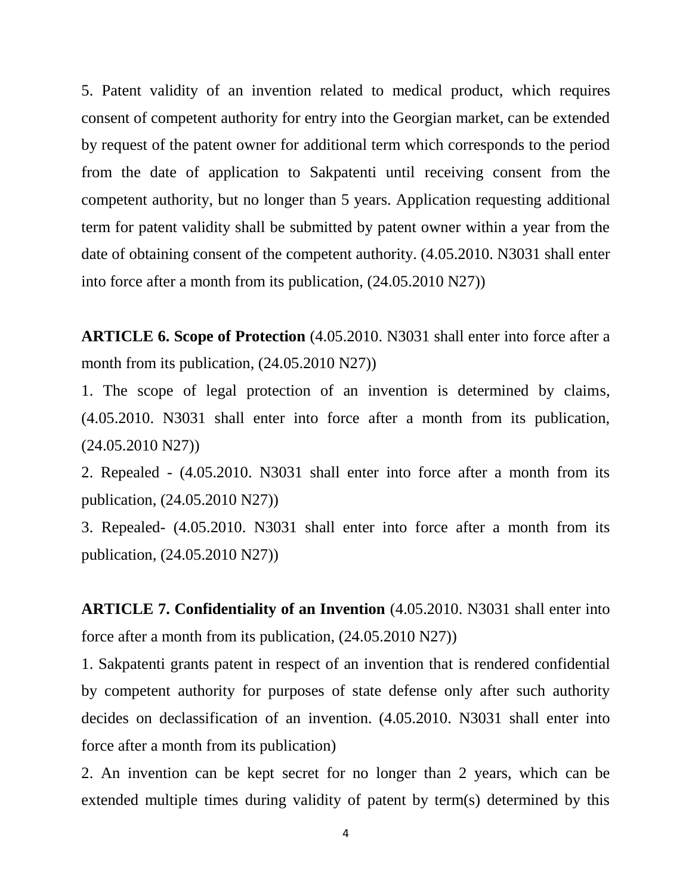5. Patent validity of an invention related to medical product, which requires consent of competent authority for entry into the Georgian market, can be extended by request of the patent owner for additional term which corresponds to the period from the date of application to Sakpatenti until receiving consent from the competent authority, but no longer than 5 years. Application requesting additional term for patent validity shall be submitted by patent owner within a year from the date of obtaining consent of the competent authority. (4.05.2010. N3031 shall enter into force after a month from its publication, (24.05.2010 N27))

**ARTICLE 6. Scope of Protection** (4.05.2010. N3031 shall enter into force after a month from its publication, (24.05.2010 N27))

1. The scope of legal protection of an invention is determined by claims, (4.05.2010. N3031 shall enter into force after a month from its publication, (24.05.2010 N27))

2. Repealed - (4.05.2010. N3031 shall enter into force after a month from its publication, (24.05.2010 N27))

3. Repealed- (4.05.2010. N3031 shall enter into force after a month from its publication, (24.05.2010 N27))

**ARTICLE 7. Confidentiality of an Invention** (4.05.2010. N3031 shall enter into force after a month from its publication, (24.05.2010 N27))

1. Sakpatenti grants patent in respect of an invention that is rendered confidential by competent authority for purposes of state defense only after such authority decides on declassification of an invention. (4.05.2010. N3031 shall enter into force after a month from its publication)

2. An invention can be kept secret for no longer than 2 years, which can be extended multiple times during validity of patent by term(s) determined by this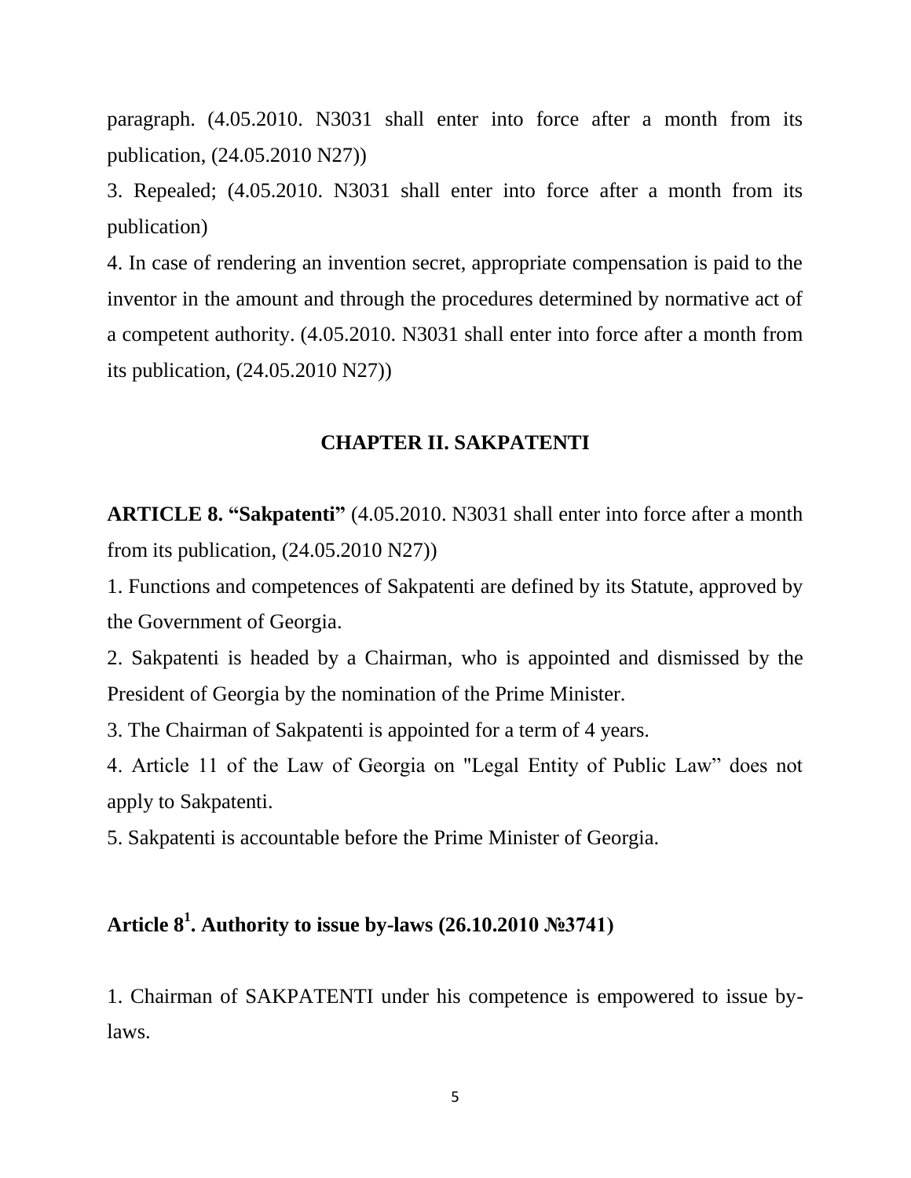paragraph. (4.05.2010. N3031 shall enter into force after a month from its publication, (24.05.2010 N27))

3. Repealed; (4.05.2010. N3031 shall enter into force after a month from its publication)

4. In case of rendering an invention secret, appropriate compensation is paid to the inventor in the amount and through the procedures determined by normative act of a competent authority. (4.05.2010. N3031 shall enter into force after a month from its publication, (24.05.2010 N27))

## CHAPTER II. SAKPATENTI

**ARTICLE 8. "Sakpatenti"** (4.05.2010. N3031 shall enter into force after a month from its publication, (24.05.2010 N27))

1. Functions and competences of Sakpatenti are defined by its Statute, approved by the Government of Georgia.

2. Sakpatenti is headed by a Chairman, who is appointed and dismissed by the President of Georgia by the nomination of the Prime Minister.

3. The Chairman of Sakpatenti is appointed for a term of 4 years.

4. Article 11 of the Law of Georgia on "Legal Entity of Public Law" does not apply to Sakpatenti.

5. Sakpatenti is accountable before the Prime Minister of Georgia.

### Article 8[1]. Authority to issue by-laws (26.10.2010 №3741)

1. Chairman of SAKPATENTI under his competence is empowered to issue by-laws.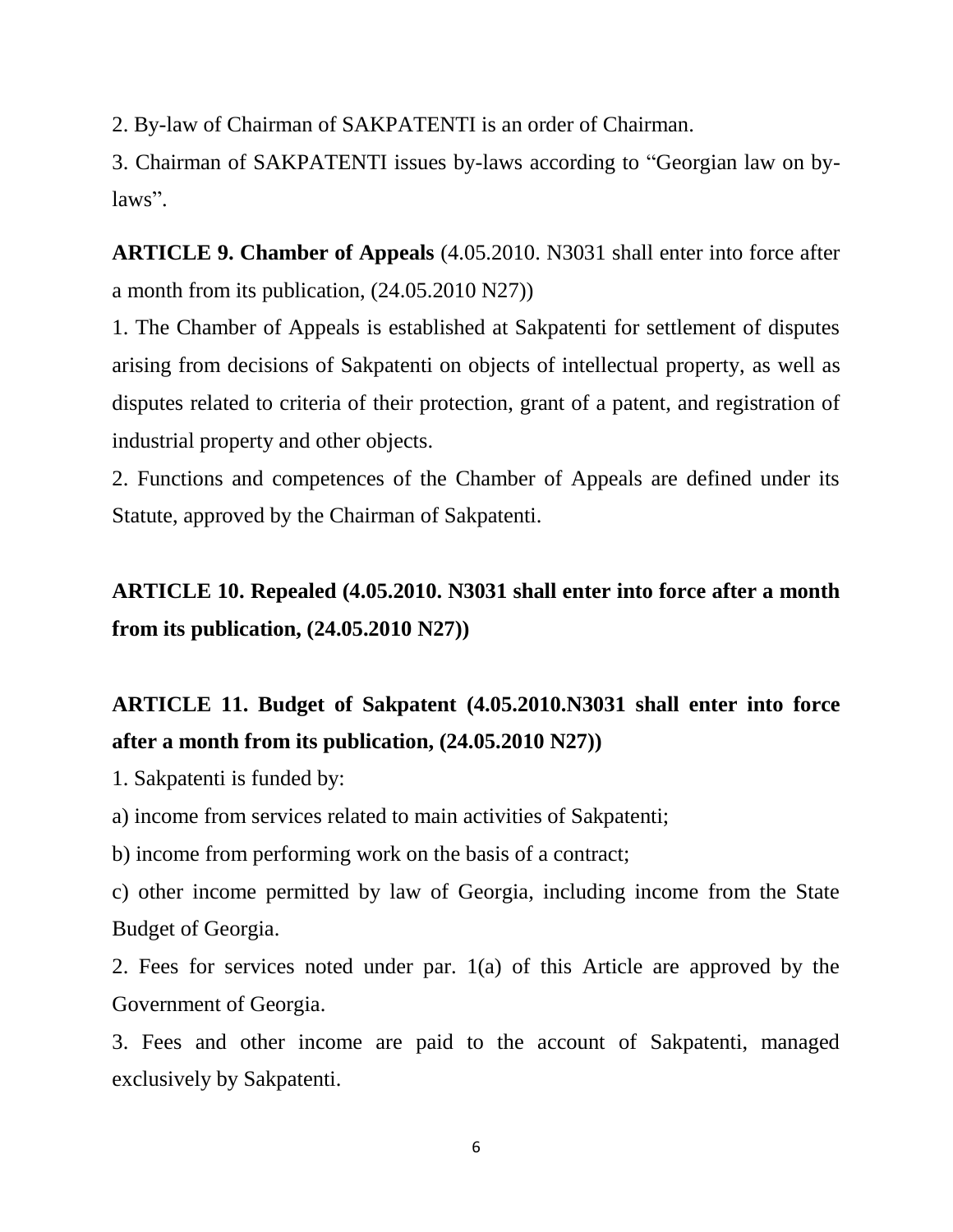2. By-law of Chairman of SAKPATENTI is an order of Chairman.

3. Chairman of SAKPATENTI issues by-laws according to “Georgian law on by-laws”.

**ARTICLE 9. Chamber of Appeals** (4.05.2010. N3031 shall enter into force after a month from its publication, (24.05.2010 N27))

1. The Chamber of Appeals is established at Sakpatenti for settlement of disputes arising from decisions of Sakpatenti on objects of intellectual property, as well as disputes related to criteria of their protection, grant of a patent, and registration of industrial property and other objects.

2. Functions and competences of the Chamber of Appeals are defined under its Statute, approved by the Chairman of Sakpatenti.

## ARTICLE 10. Repealed (4.05.2010. N3031 shall enter into force after a month from its publication, (24.05.2010 N27))

## ARTICLE 11. Budget of Sakpatent (4.05.2010.N3031 shall enter into force after a month from its publication, (24.05.2010 N27))

1. Sakpatenti is funded by:

a) income from services related to main activities of Sakpatenti;

b) income from performing work on the basis of a contract;

c) other income permitted by law of Georgia, including income from the State Budget of Georgia.

2. Fees for services noted under par. 1(a) of this Article are approved by the Government of Georgia.

3. Fees and other income are paid to the account of Sakpatenti, managed exclusively by Sakpatenti.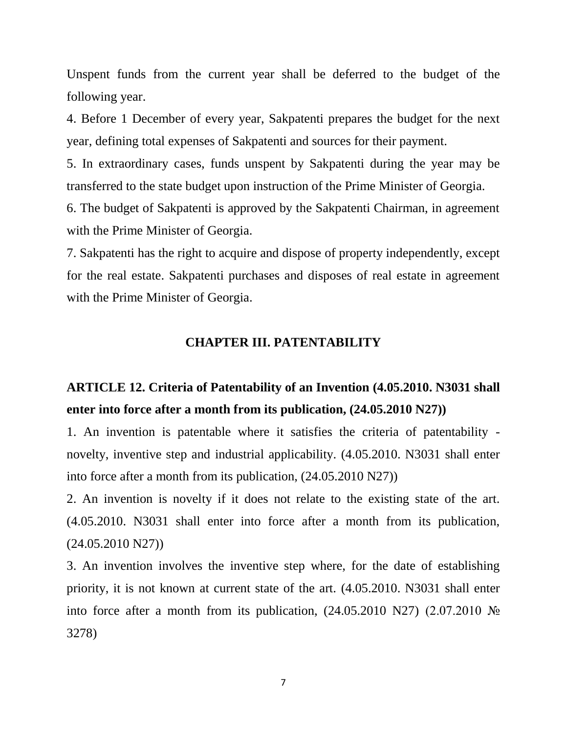Unspent funds from the current year shall be deferred to the budget of the following year.

4. Before 1 December of every year, Sakpatenti prepares the budget for the next year, defining total expenses of Sakpatenti and sources for their payment.

5. In extraordinary cases, funds unspent by Sakpatenti during the year may be transferred to the state budget upon instruction of the Prime Minister of Georgia.

6. The budget of Sakpatenti is approved by the Sakpatenti Chairman, in agreement with the Prime Minister of Georgia.

7. Sakpatenti has the right to acquire and dispose of property independently, except for the real estate. Sakpatenti purchases and disposes of real estate in agreement with the Prime Minister of Georgia.

## CHAPTER III. PATENTABILITY

### ARTICLE 12. Criteria of Patentability of an Invention (4.05.2010. N3031 shall enter into force after a month from its publication, (24.05.2010 N27))

1. An invention is patentable where it satisfies the criteria of patentability - novelty, inventive step and industrial applicability. (4.05.2010. N3031 shall enter into force after a month from its publication, (24.05.2010 N27))

2. An invention is novelty if it does not relate to the existing state of the art. (4.05.2010. N3031 shall enter into force after a month from its publication, (24.05.2010 N27))

3. An invention involves the inventive step where, for the date of establishing priority, it is not known at current state of the art. (4.05.2010. N3031 shall enter into force after a month from its publication, (24.05.2010 N27) (2.07.2010 № 3278)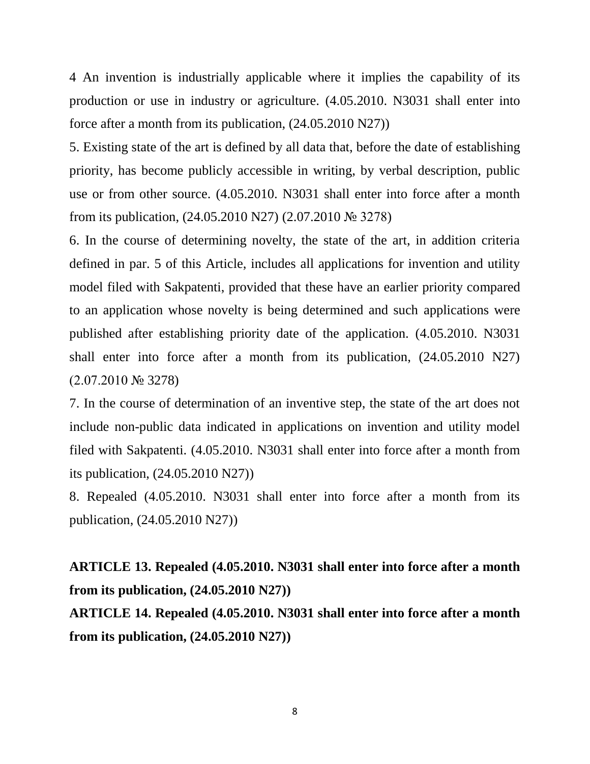4 An invention is industrially applicable where it implies the capability of its production or use in industry or agriculture. (4.05.2010. N3031 shall enter into force after a month from its publication, (24.05.2010 N27))

5. Existing state of the art is defined by all data that, before the date of establishing priority, has become publicly accessible in writing, by verbal description, public use or from other source. (4.05.2010. N3031 shall enter into force after a month from its publication, (24.05.2010 N27) (2.07.2010 № 3278)

6. In the course of determining novelty, the state of the art, in addition criteria defined in par. 5 of this Article, includes all applications for invention and utility model filed with Sakpatenti, provided that these have an earlier priority compared to an application whose novelty is being determined and such applications were published after establishing priority date of the application. (4.05.2010. N3031 shall enter into force after a month from its publication, (24.05.2010 N27) (2.07.2010 № 3278)

7. In the course of determination of an inventive step, the state of the art does not include non-public data indicated in applications on invention and utility model filed with Sakpatenti. (4.05.2010. N3031 shall enter into force after a month from its publication, (24.05.2010 N27))

8. Repealed (4.05.2010. N3031 shall enter into force after a month from its publication, (24.05.2010 N27))

**ARTICLE 13. Repealed (4.05.2010. N3031 shall enter into force after a month from its publication, (24.05.2010 N27))**

**ARTICLE 14. Repealed (4.05.2010. N3031 shall enter into force after a month from its publication, (24.05.2010 N27))**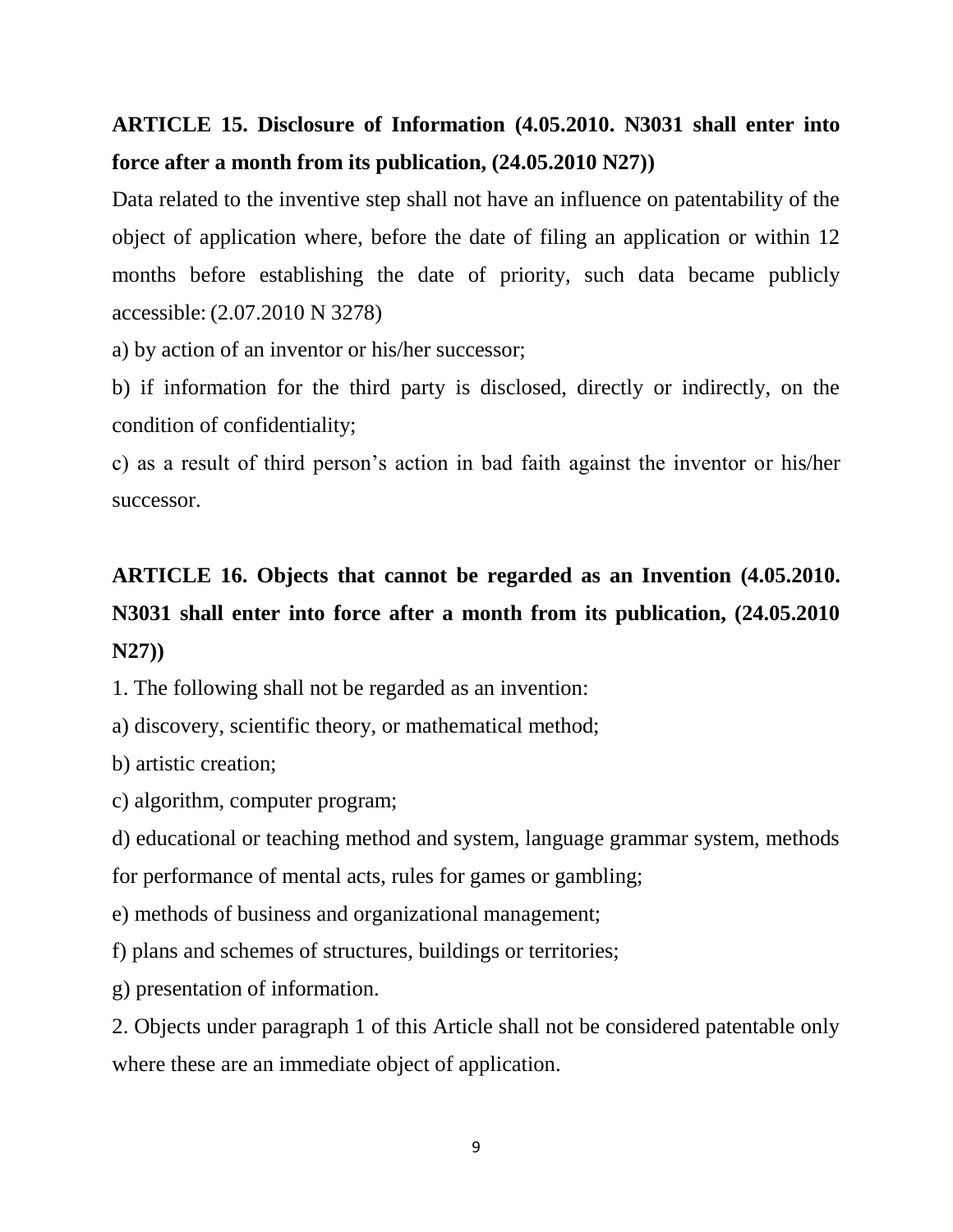**ARTICLE 15. Disclosure of Information (4.05.2010. N3031 shall enter into force after a month from its publication, (24.05.2010 N27))**

Data related to the inventive step shall not have an influence on patentability of the object of application where, before the date of filing an application or within 12 months before establishing the date of priority, such data became publicly accessible: (2.07.2010 N 3278)

a) by action of an inventor or his/her successor;

b) if information for the third party is disclosed, directly or indirectly, on the condition of confidentiality;

c) as a result of third person's action in bad faith against the inventor or his/her successor.

**ARTICLE 16. Objects that cannot be regarded as an Invention (4.05.2010. N3031 shall enter into force after a month from its publication, (24.05.2010 N27))**

1. The following shall not be regarded as an invention:

a) discovery, scientific theory, or mathematical method;

b) artistic creation;

c) algorithm, computer program;

d) educational or teaching method and system, language grammar system, methods for performance of mental acts, rules for games or gambling;

e) methods of business and organizational management;

f) plans and schemes of structures, buildings or territories;

g) presentation of information.

2. Objects under paragraph 1 of this Article shall not be considered patentable only where these are an immediate object of application.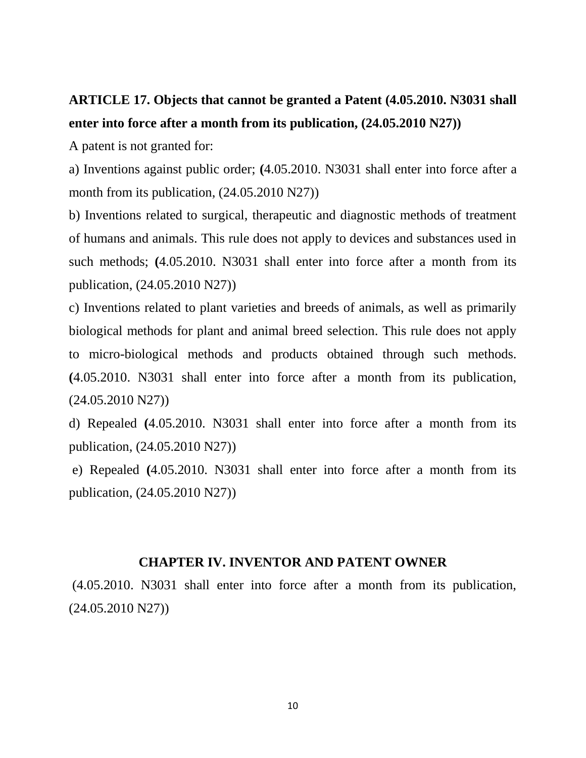## ARTICLE 17. Objects that cannot be granted a Patent (4.05.2010. N3031 shall enter into force after a month from its publication, (24.05.2010 N27))

A patent is not granted for:

a) Inventions against public order; **(**4.05.2010. N3031 shall enter into force after a month from its publication, (24.05.2010 N27))

b) Inventions related to surgical, therapeutic and diagnostic methods of treatment of humans and animals. This rule does not apply to devices and substances used in such methods; **(**4.05.2010. N3031 shall enter into force after a month from its publication, (24.05.2010 N27))

c) Inventions related to plant varieties and breeds of animals, as well as primarily biological methods for plant and animal breed selection. This rule does not apply to micro-biological methods and products obtained through such methods. **(**4.05.2010. N3031 shall enter into force after a month from its publication, (24.05.2010 N27))

d) Repealed **(**4.05.2010. N3031 shall enter into force after a month from its publication, (24.05.2010 N27))

e) Repealed **(**4.05.2010. N3031 shall enter into force after a month from its publication, (24.05.2010 N27))

## CHAPTER IV. INVENTOR AND PATENT OWNER

(4.05.2010. N3031 shall enter into force after a month from its publication, (24.05.2010 N27))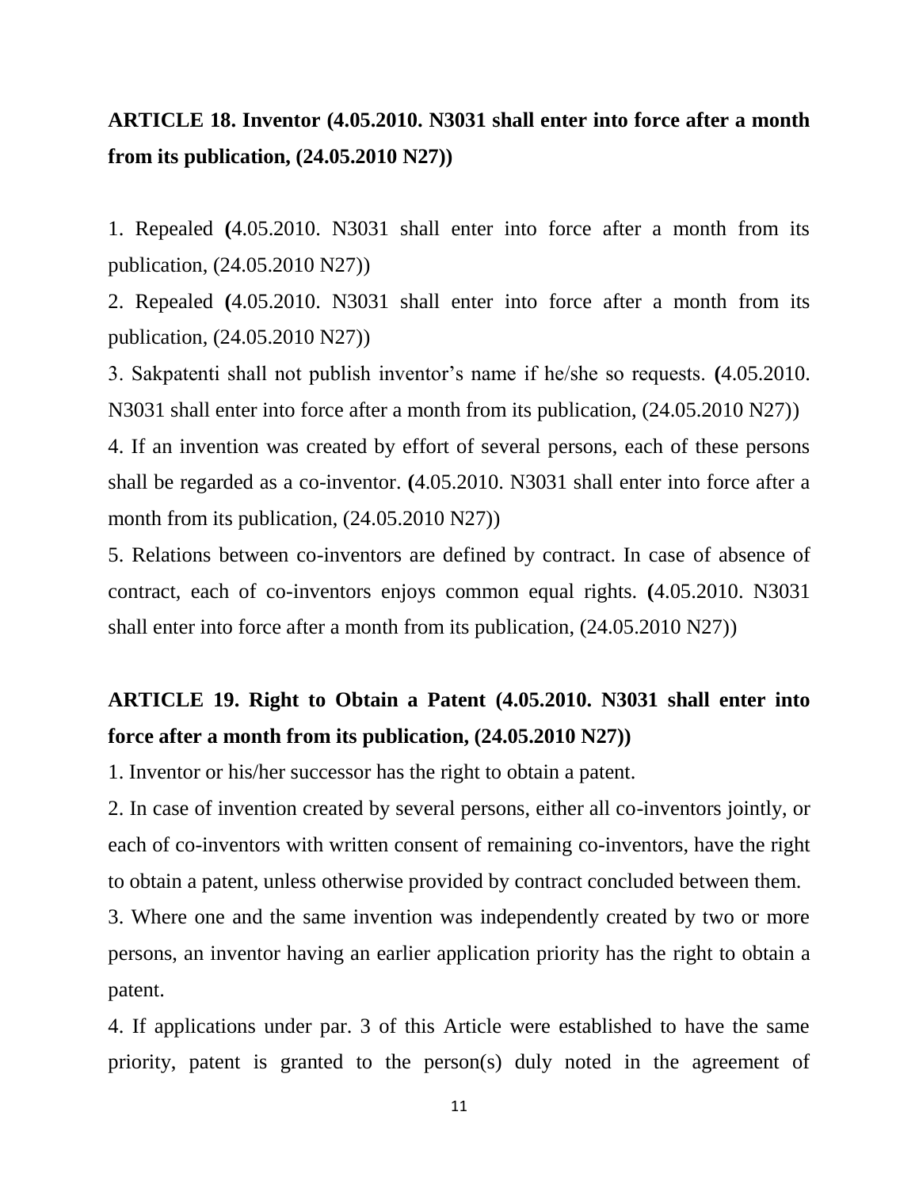## ARTICLE 18. Inventor (4.05.2010. N3031 shall enter into force after a month from its publication, (24.05.2010 N27))

1. Repealed **(**4.05.2010. N3031 shall enter into force after a month from its publication, (24.05.2010 N27))

2. Repealed **(**4.05.2010. N3031 shall enter into force after a month from its publication, (24.05.2010 N27))

3. Sakpatenti shall not publish inventor's name if he/she so requests. **(**4.05.2010. N3031 shall enter into force after a month from its publication, (24.05.2010 N27))

4. If an invention was created by effort of several persons, each of these persons shall be regarded as a co-inventor. **(**4.05.2010. N3031 shall enter into force after a month from its publication, (24.05.2010 N27))

5. Relations between co-inventors are defined by contract. In case of absence of contract, each of co-inventors enjoys common equal rights. **(**4.05.2010. N3031 shall enter into force after a month from its publication, (24.05.2010 N27))

## ARTICLE 19. Right to Obtain a Patent (4.05.2010. N3031 shall enter into force after a month from its publication, (24.05.2010 N27))

1. Inventor or his/her successor has the right to obtain a patent.

2. In case of invention created by several persons, either all co-inventors jointly, or each of co-inventors with written consent of remaining co-inventors, have the right to obtain a patent, unless otherwise provided by contract concluded between them.

3. Where one and the same invention was independently created by two or more persons, an inventor having an earlier application priority has the right to obtain a patent.

4. If applications under par. 3 of this Article were established to have the same priority, patent is granted to the person(s) duly noted in the agreement of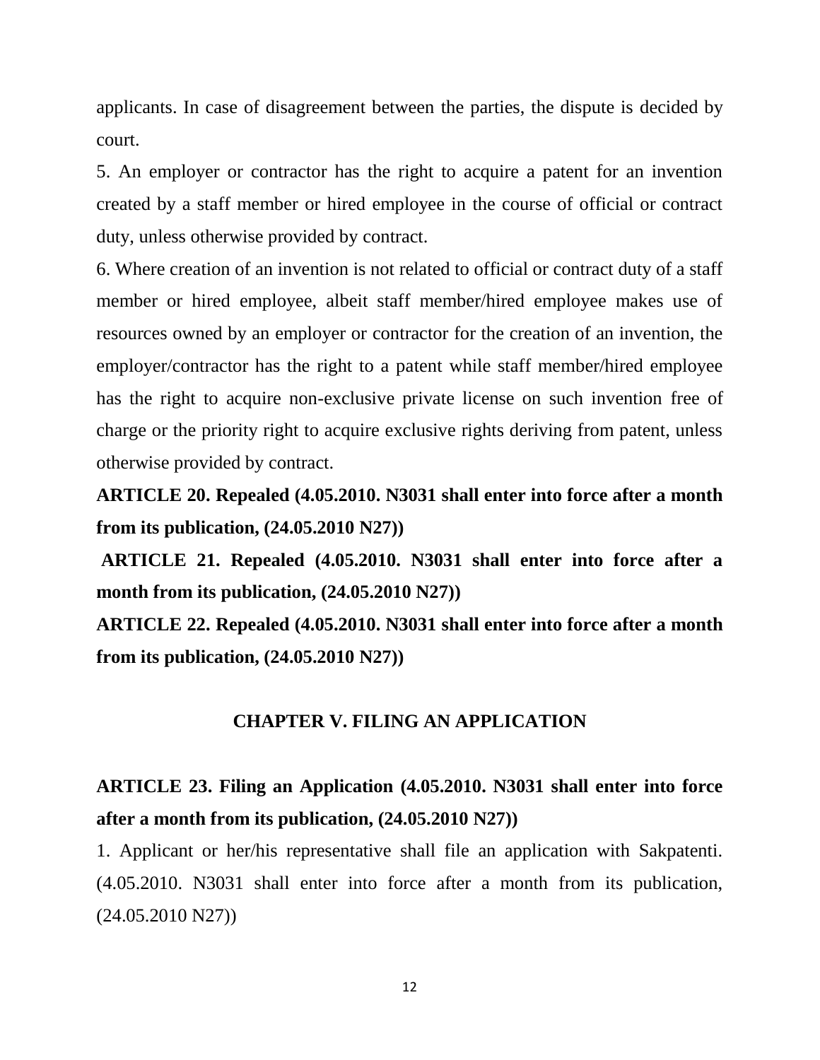applicants. In case of disagreement between the parties, the dispute is decided by court.

5. An employer or contractor has the right to acquire a patent for an invention created by a staff member or hired employee in the course of official or contract duty, unless otherwise provided by contract.

6. Where creation of an invention is not related to official or contract duty of a staff member or hired employee, albeit staff member/hired employee makes use of resources owned by an employer or contractor for the creation of an invention, the employer/contractor has the right to a patent while staff member/hired employee has the right to acquire non-exclusive private license on such invention free of charge or the priority right to acquire exclusive rights deriving from patent, unless otherwise provided by contract.

**ARTICLE 20. Repealed (4.05.2010. N3031 shall enter into force after a month from its publication, (24.05.2010 N27))**

**ARTICLE 21. Repealed (4.05.2010. N3031 shall enter into force after a month from its publication, (24.05.2010 N27))**

**ARTICLE 22. Repealed (4.05.2010. N3031 shall enter into force after a month from its publication, (24.05.2010 N27))**

## CHAPTER V. FILING AN APPLICATION

### ARTICLE 23. Filing an Application (4.05.2010. N3031 shall enter into force after a month from its publication, (24.05.2010 N27))

1. Applicant or her/his representative shall file an application with Sakpatenti. (4.05.2010. N3031 shall enter into force after a month from its publication, (24.05.2010 N27))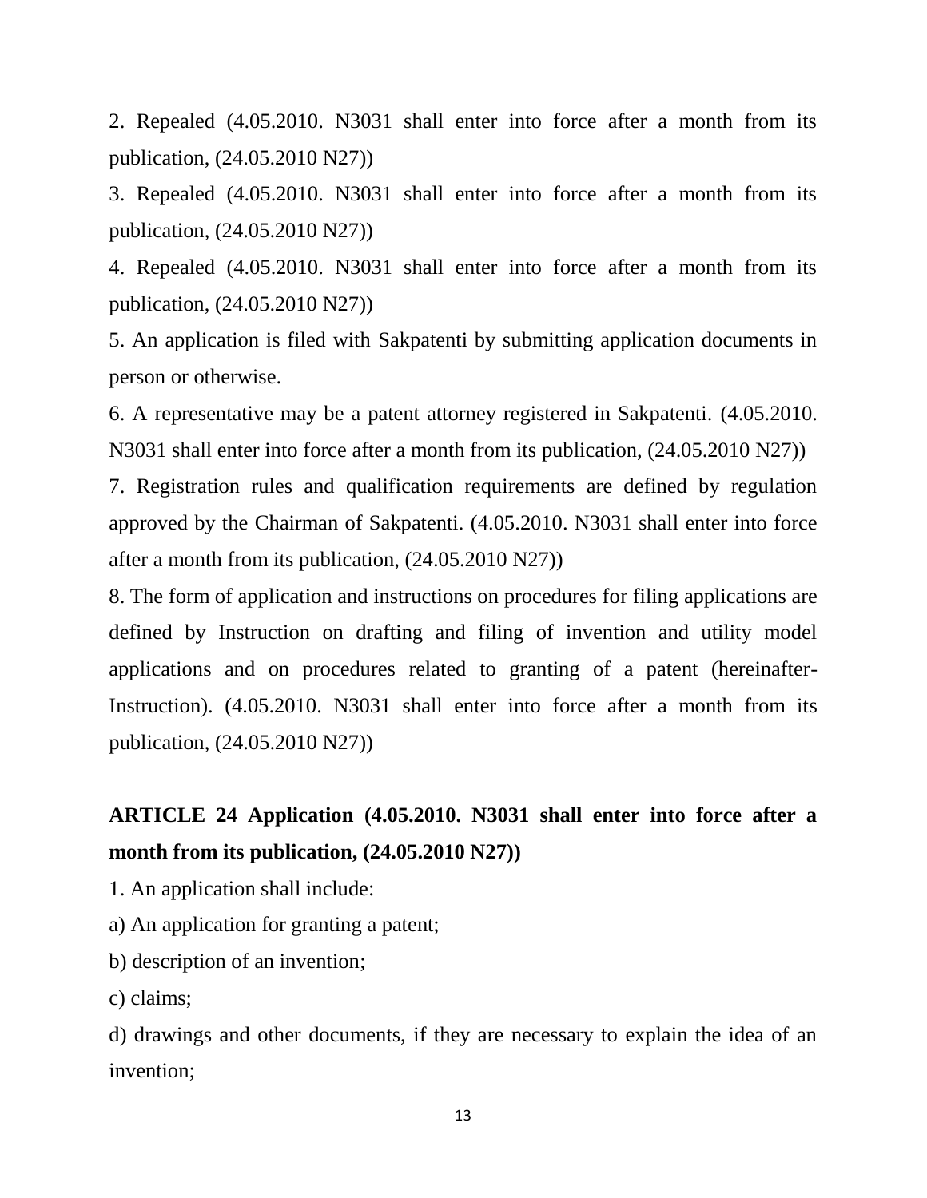2. Repealed (4.05.2010. N3031 shall enter into force after a month from its publication, (24.05.2010 N27))

3. Repealed (4.05.2010. N3031 shall enter into force after a month from its publication, (24.05.2010 N27))

4. Repealed (4.05.2010. N3031 shall enter into force after a month from its publication, (24.05.2010 N27))

5. An application is filed with Sakpatenti by submitting application documents in person or otherwise.

6. A representative may be a patent attorney registered in Sakpatenti. (4.05.2010. N3031 shall enter into force after a month from its publication, (24.05.2010 N27))

7. Registration rules and qualification requirements are defined by regulation approved by the Chairman of Sakpatenti. (4.05.2010. N3031 shall enter into force after a month from its publication, (24.05.2010 N27))

8. The form of application and instructions on procedures for filing applications are defined by Instruction on drafting and filing of invention and utility model applications and on procedures related to granting of a patent (hereinafter-Instruction). (4.05.2010. N3031 shall enter into force after a month from its publication, (24.05.2010 N27))

## ARTICLE 24 Application (4.05.2010. N3031 shall enter into force after a month from its publication, (24.05.2010 N27))

1. An application shall include:

a) An application for granting a patent;

b) description of an invention;

c) claims;

d) drawings and other documents, if they are necessary to explain the idea of an invention;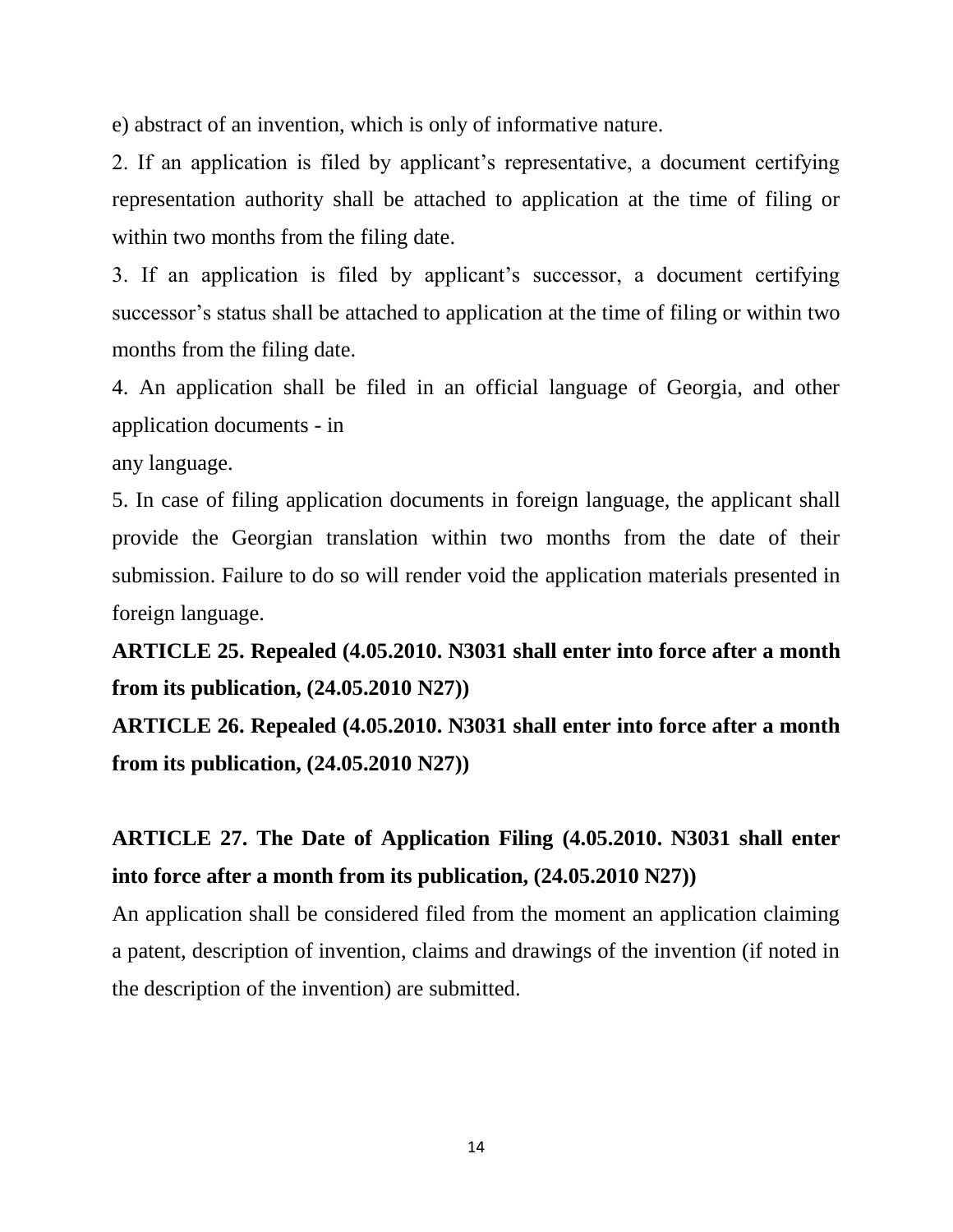e) abstract of an invention, which is only of informative nature.

2. If an application is filed by applicant's representative, a document certifying representation authority shall be attached to application at the time of filing or within two months from the filing date.

3. If an application is filed by applicant's successor, a document certifying successor's status shall be attached to application at the time of filing or within two months from the filing date.

4. An application shall be filed in an official language of Georgia, and other application documents - in any language.

5. In case of filing application documents in foreign language, the applicant shall provide the Georgian translation within two months from the date of their submission. Failure to do so will render void the application materials presented in foreign language.

**ARTICLE 25. Repealed (4.05.2010. N3031 shall enter into force after a month from its publication, (24.05.2010 N27))**

**ARTICLE 26. Repealed (4.05.2010. N3031 shall enter into force after a month from its publication, (24.05.2010 N27))**

**ARTICLE 27. The Date of Application Filing (4.05.2010. N3031 shall enter into force after a month from its publication, (24.05.2010 N27))**

An application shall be considered filed from the moment an application claiming a patent, description of invention, claims and drawings of the invention (if noted in the description of the invention) are submitted.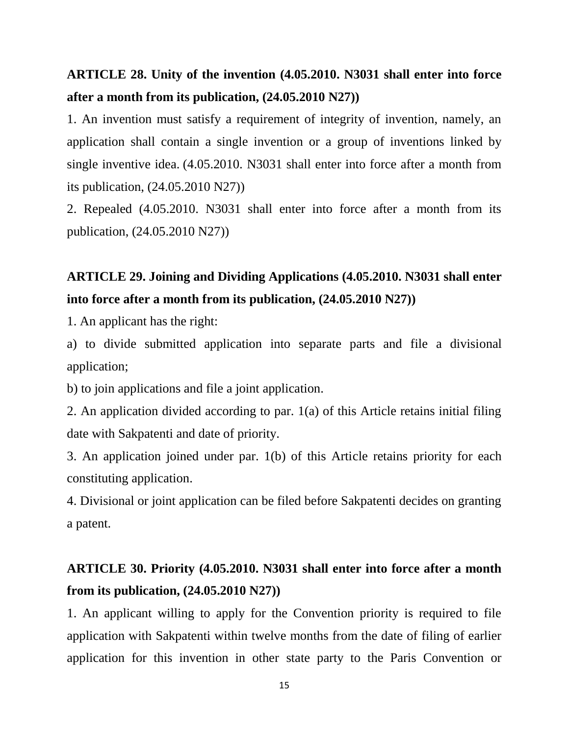**ARTICLE 28. Unity of the invention (4.05.2010. N3031 shall enter into force after a month from its publication, (24.05.2010 N27))**

1. An invention must satisfy a requirement of integrity of invention, namely, an application shall contain a single invention or a group of inventions linked by single inventive idea. (4.05.2010. N3031 shall enter into force after a month from its publication, (24.05.2010 N27))

2. Repealed (4.05.2010. N3031 shall enter into force after a month from its publication, (24.05.2010 N27))

**ARTICLE 29. Joining and Dividing Applications (4.05.2010. N3031 shall enter into force after a month from its publication, (24.05.2010 N27))**

1. An applicant has the right:

a) to divide submitted application into separate parts and file a divisional application;

b) to join applications and file a joint application.

2. An application divided according to par. 1(a) of this Article retains initial filing date with Sakpatenti and date of priority.

3. An application joined under par. 1(b) of this Article retains priority for each constituting application.

4. Divisional or joint application can be filed before Sakpatenti decides on granting a patent.

**ARTICLE 30. Priority (4.05.2010. N3031 shall enter into force after a month from its publication, (24.05.2010 N27))**

1. An applicant willing to apply for the Convention priority is required to file application with Sakpatenti within twelve months from the date of filing of earlier application for this invention in other state party to the Paris Convention or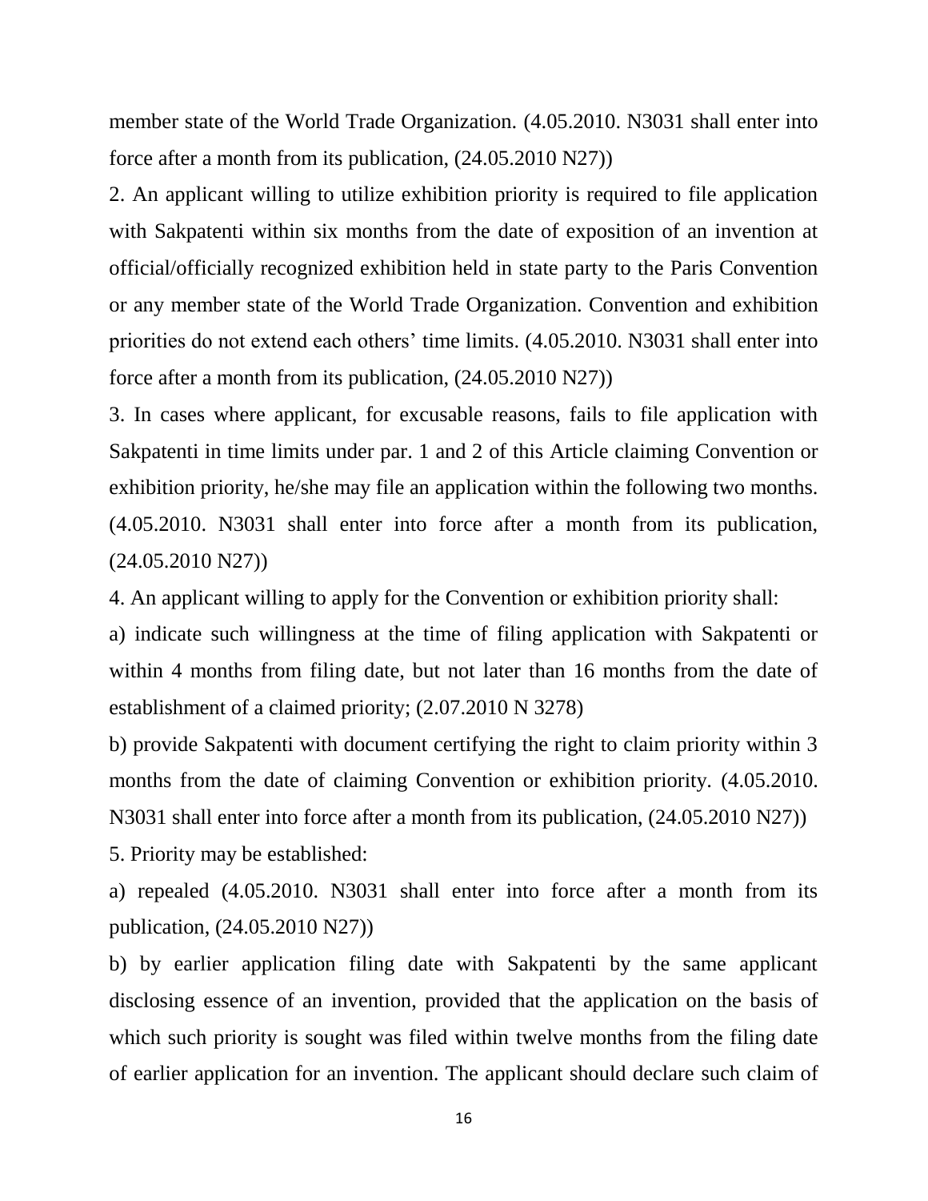member state of the World Trade Organization. (4.05.2010. N3031 shall enter into force after a month from its publication, (24.05.2010 N27))

2. An applicant willing to utilize exhibition priority is required to file application with Sakpatenti within six months from the date of exposition of an invention at official/officially recognized exhibition held in state party to the Paris Convention or any member state of the World Trade Organization. Convention and exhibition priorities do not extend each others' time limits. (4.05.2010. N3031 shall enter into force after a month from its publication, (24.05.2010 N27))

3. In cases where applicant, for excusable reasons, fails to file application with Sakpatenti in time limits under par. 1 and 2 of this Article claiming Convention or exhibition priority, he/she may file an application within the following two months. (4.05.2010. N3031 shall enter into force after a month from its publication, (24.05.2010 N27))

4. An applicant willing to apply for the Convention or exhibition priority shall:

a) indicate such willingness at the time of filing application with Sakpatenti or within 4 months from filing date, but not later than 16 months from the date of establishment of a claimed priority; (2.07.2010 N 3278)

b) provide Sakpatenti with document certifying the right to claim priority within 3 months from the date of claiming Convention or exhibition priority. (4.05.2010. N3031 shall enter into force after a month from its publication, (24.05.2010 N27))

5. Priority may be established:

a) repealed (4.05.2010. N3031 shall enter into force after a month from its publication, (24.05.2010 N27))

b) by earlier application filing date with Sakpatenti by the same applicant disclosing essence of an invention, provided that the application on the basis of which such priority is sought was filed within twelve months from the filing date of earlier application for an invention. The applicant should declare such claim of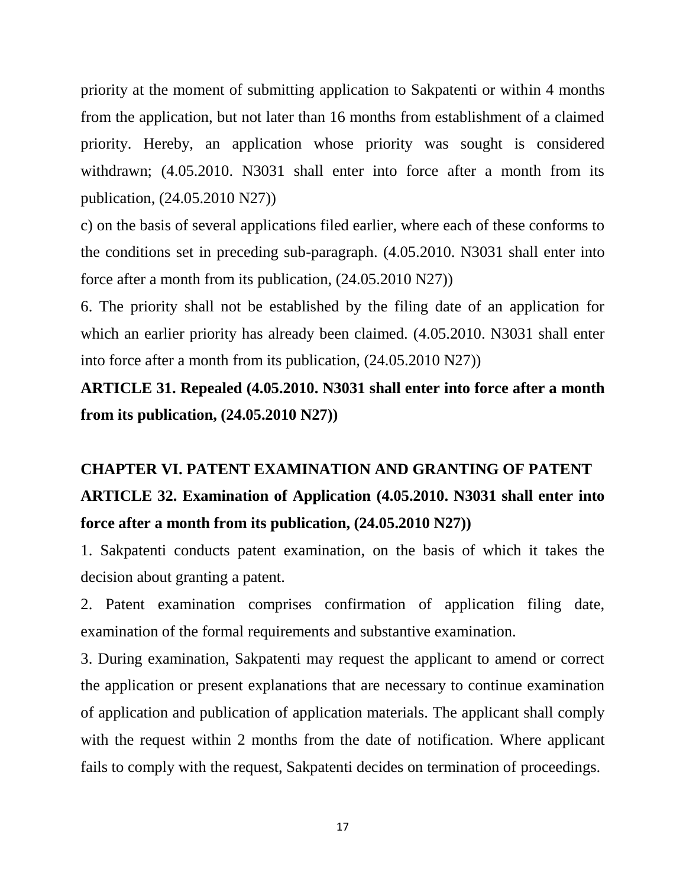priority at the moment of submitting application to Sakpatenti or within 4 months from the application, but not later than 16 months from establishment of a claimed priority. Hereby, an application whose priority was sought is considered withdrawn; (4.05.2010. N3031 shall enter into force after a month from its publication, (24.05.2010 N27))

c) on the basis of several applications filed earlier, where each of these conforms to the conditions set in preceding sub-paragraph. (4.05.2010. N3031 shall enter into force after a month from its publication, (24.05.2010 N27))

6. The priority shall not be established by the filing date of an application for which an earlier priority has already been claimed. (4.05.2010. N3031 shall enter into force after a month from its publication, (24.05.2010 N27))

**ARTICLE 31. Repealed (4.05.2010. N3031 shall enter into force after a month from its publication, (24.05.2010 N27))**

## CHAPTER VI. PATENT EXAMINATION AND GRANTING OF PATENT

**ARTICLE 32. Examination of Application (4.05.2010. N3031 shall enter into force after a month from its publication, (24.05.2010 N27))**

1. Sakpatenti conducts patent examination, on the basis of which it takes the decision about granting a patent.

2. Patent examination comprises confirmation of application filing date, examination of the formal requirements and substantive examination.

3. During examination, Sakpatenti may request the applicant to amend or correct the application or present explanations that are necessary to continue examination of application and publication of application materials. The applicant shall comply with the request within 2 months from the date of notification. Where applicant fails to comply with the request, Sakpatenti decides on termination of proceedings.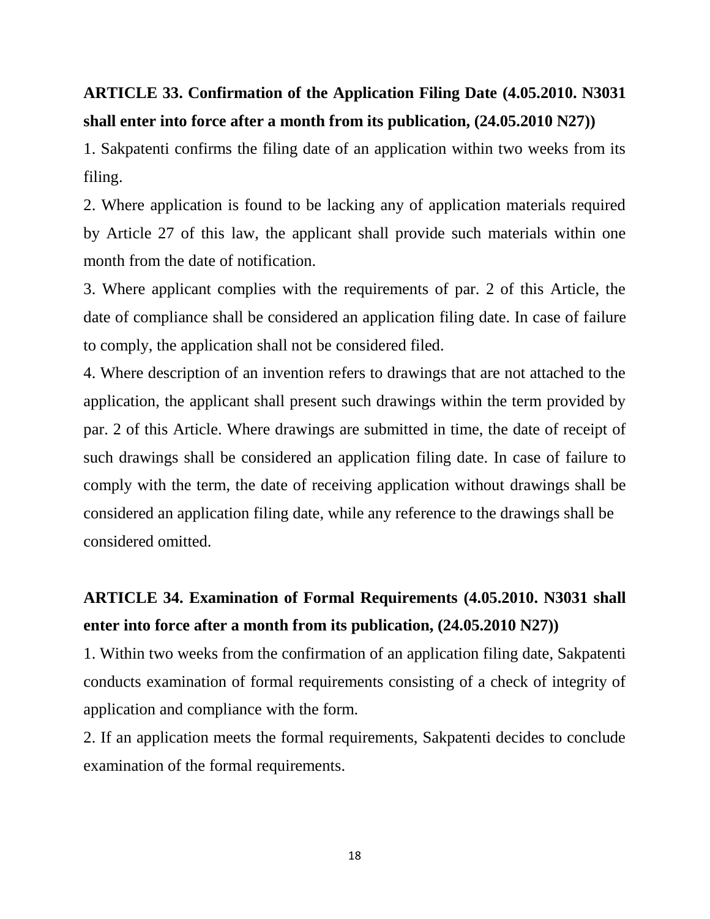**ARTICLE 33. Confirmation of the Application Filing Date (4.05.2010. N3031 shall enter into force after a month from its publication, (24.05.2010 N27))**

1. Sakpatenti confirms the filing date of an application within two weeks from its filing.

2. Where application is found to be lacking any of application materials required by Article 27 of this law, the applicant shall provide such materials within one month from the date of notification.

3. Where applicant complies with the requirements of par. 2 of this Article, the date of compliance shall be considered an application filing date. In case of failure to comply, the application shall not be considered filed.

4. Where description of an invention refers to drawings that are not attached to the application, the applicant shall present such drawings within the term provided by par. 2 of this Article. Where drawings are submitted in time, the date of receipt of such drawings shall be considered an application filing date. In case of failure to comply with the term, the date of receiving application without drawings shall be considered an application filing date, while any reference to the drawings shall be considered omitted.

**ARTICLE 34. Examination of Formal Requirements (4.05.2010. N3031 shall enter into force after a month from its publication, (24.05.2010 N27))**

1. Within two weeks from the confirmation of an application filing date, Sakpatenti conducts examination of formal requirements consisting of a check of integrity of application and compliance with the form.

2. If an application meets the formal requirements, Sakpatenti decides to conclude examination of the formal requirements.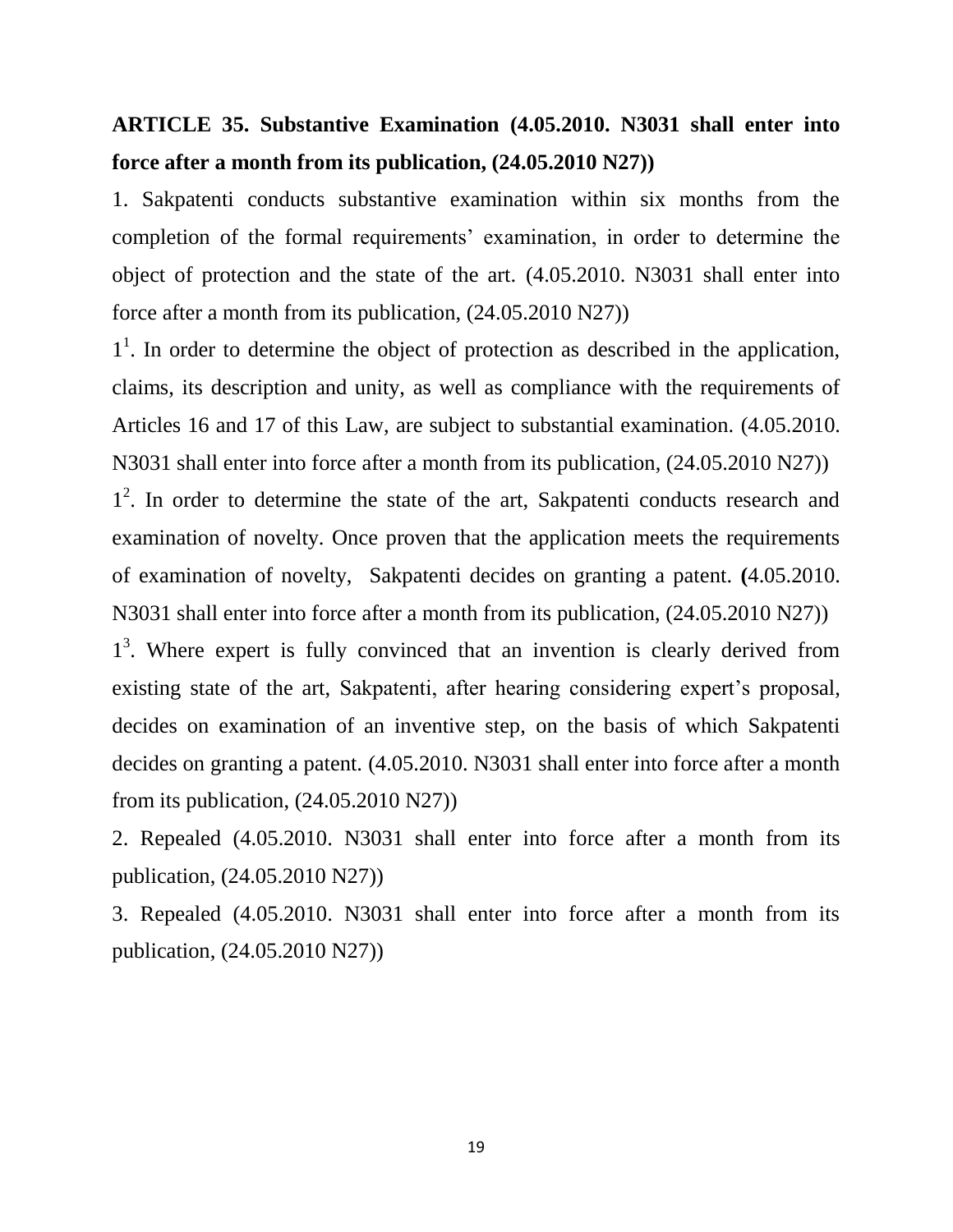**ARTICLE 35. Substantive Examination (4.05.2010. N3031 shall enter into force after a month from its publication, (24.05.2010 N27))**

1. Sakpatenti conducts substantive examination within six months from the completion of the formal requirements' examination, in order to determine the object of protection and the state of the art. (4.05.2010. N3031 shall enter into force after a month from its publication, (24.05.2010 N27))

$1^1$. In order to determine the object of protection as described in the application, claims, its description and unity, as well as compliance with the requirements of Articles 16 and 17 of this Law, are subject to substantial examination. (4.05.2010. N3031 shall enter into force after a month from its publication, (24.05.2010 N27))

$1^2$. In order to determine the state of the art, Sakpatenti conducts research and examination of novelty. Once proven that the application meets the requirements of examination of novelty, Sakpatenti decides on granting a patent. **(**4.05.2010. N3031 shall enter into force after a month from its publication, (24.05.2010 N27))

$1^3$. Where expert is fully convinced that an invention is clearly derived from existing state of the art, Sakpatenti, after hearing considering expert's proposal, decides on examination of an inventive step, on the basis of which Sakpatenti decides on granting a patent. (4.05.2010. N3031 shall enter into force after a month from its publication, (24.05.2010 N27))

2. Repealed (4.05.2010. N3031 shall enter into force after a month from its publication, (24.05.2010 N27))

3. Repealed (4.05.2010. N3031 shall enter into force after a month from its publication, (24.05.2010 N27))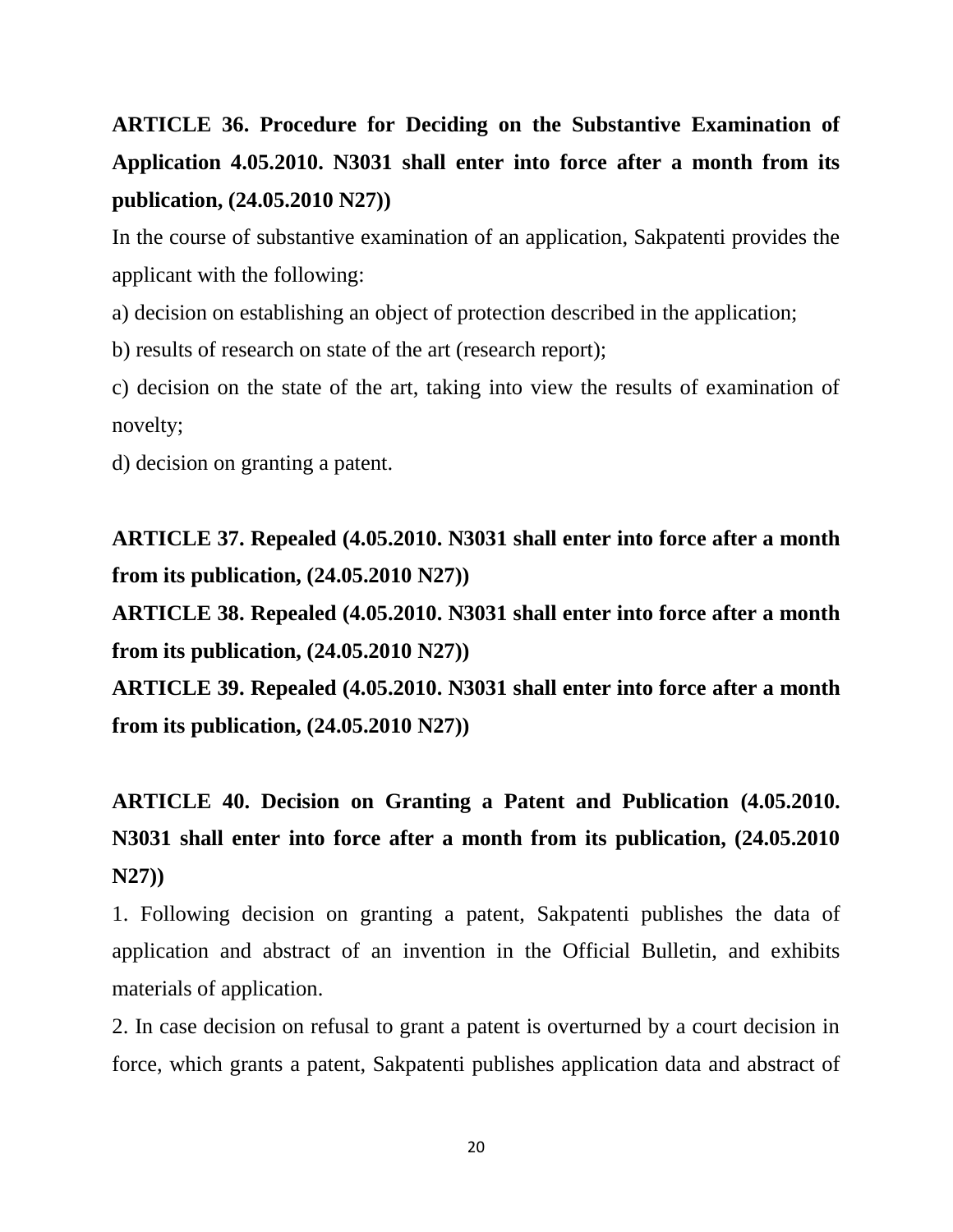**ARTICLE 36. Procedure for Deciding on the Substantive Examination of Application 4.05.2010. N3031 shall enter into force after a month from its publication, (24.05.2010 N27))**

In the course of substantive examination of an application, Sakpatenti provides the applicant with the following:

a) decision on establishing an object of protection described in the application;

b) results of research on state of the art (research report);

c) decision on the state of the art, taking into view the results of examination of novelty;

d) decision on granting a patent.

**ARTICLE 37. Repealed (4.05.2010. N3031 shall enter into force after a month from its publication, (24.05.2010 N27))**

**ARTICLE 38. Repealed (4.05.2010. N3031 shall enter into force after a month from its publication, (24.05.2010 N27))**

**ARTICLE 39. Repealed (4.05.2010. N3031 shall enter into force after a month from its publication, (24.05.2010 N27))**

**ARTICLE 40. Decision on Granting a Patent and Publication (4.05.2010. N3031 shall enter into force after a month from its publication, (24.05.2010 N27))**

1. Following decision on granting a patent, Sakpatenti publishes the data of application and abstract of an invention in the Official Bulletin, and exhibits materials of application.

2. In case decision on refusal to grant a patent is overturned by a court decision in force, which grants a patent, Sakpatenti publishes application data and abstract of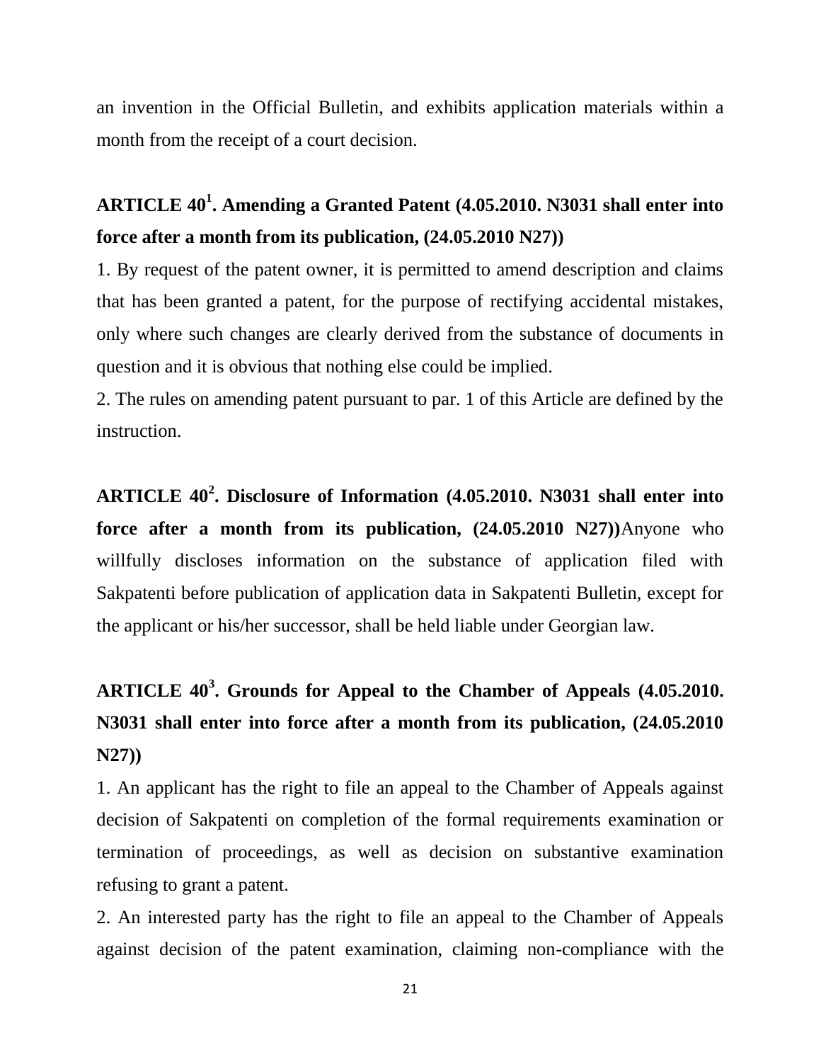an invention in the Official Bulletin, and exhibits application materials within a month from the receipt of a court decision.

## ARTICLE 40[1]. Amending a Granted Patent (4.05.2010. N3031 shall enter into force after a month from its publication, (24.05.2010 N27))

1. By request of the patent owner, it is permitted to amend description and claims that has been granted a patent, for the purpose of rectifying accidental mistakes, only where such changes are clearly derived from the substance of documents in question and it is obvious that nothing else could be implied.

2. The rules on amending patent pursuant to par. 1 of this Article are defined by the instruction.

## ARTICLE 40[2]. Disclosure of Information (4.05.2010. N3031 shall enter into force after a month from its publication, (24.05.2010 N27))

Anyone who willfully discloses information on the substance of application filed with Sakpatenti before publication of application data in Sakpatenti Bulletin, except for the applicant or his/her successor, shall be held liable under Georgian law.

## ARTICLE 40[3]. Grounds for Appeal to the Chamber of Appeals (4.05.2010. N3031 shall enter into force after a month from its publication, (24.05.2010 N27))

1. An applicant has the right to file an appeal to the Chamber of Appeals against decision of Sakpatenti on completion of the formal requirements examination or termination of proceedings, as well as decision on substantive examination refusing to grant a patent.

2. An interested party has the right to file an appeal to the Chamber of Appeals against decision of the patent examination, claiming non-compliance with the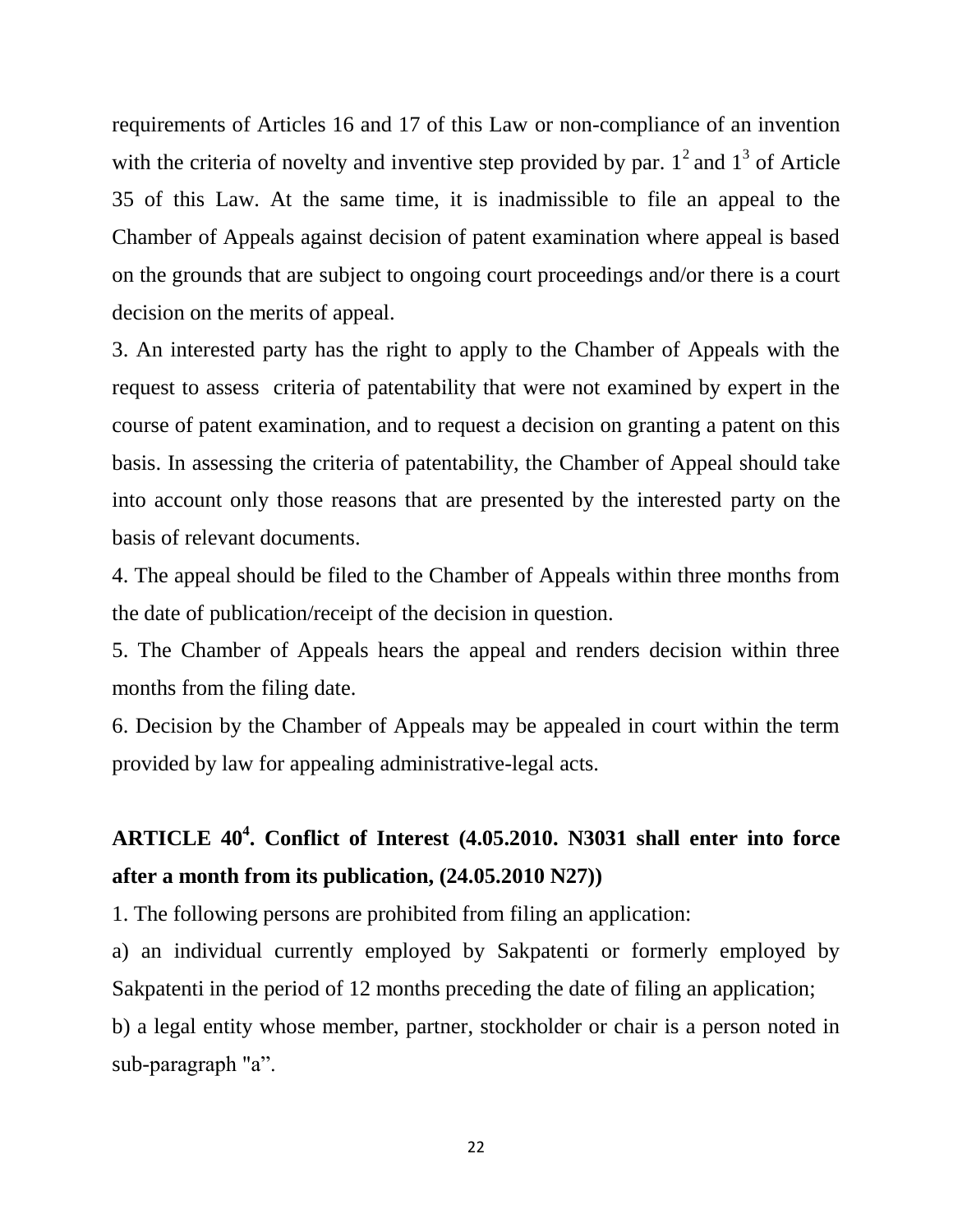requirements of Articles 16 and 17 of this Law or non-compliance of an invention with the criteria of novelty and inventive step provided by par. $1^2$ and $1^3$ of Article 35 of this Law. At the same time, it is inadmissible to file an appeal to the Chamber of Appeals against decision of patent examination where appeal is based on the grounds that are subject to ongoing court proceedings and/or there is a court decision on the merits of appeal.

3. An interested party has the right to apply to the Chamber of Appeals with the request to assess criteria of patentability that were not examined by expert in the course of patent examination, and to request a decision on granting a patent on this basis. In assessing the criteria of patentability, the Chamber of Appeal should take into account only those reasons that are presented by the interested party on the basis of relevant documents.

4. The appeal should be filed to the Chamber of Appeals within three months from the date of publication/receipt of the decision in question.

5. The Chamber of Appeals hears the appeal and renders decision within three months from the filing date.

6. Decision by the Chamber of Appeals may be appealed in court within the term provided by law for appealing administrative-legal acts.

## ARTICLE $40^4$. Conflict of Interest (4.05.2010. N3031 shall enter into force after a month from its publication, (24.05.2010 N27))

1. The following persons are prohibited from filing an application:

a) an individual currently employed by Sakpatenti or formerly employed by Sakpatenti in the period of 12 months preceding the date of filing an application;

b) a legal entity whose member, partner, stockholder or chair is a person noted in sub-paragraph "a".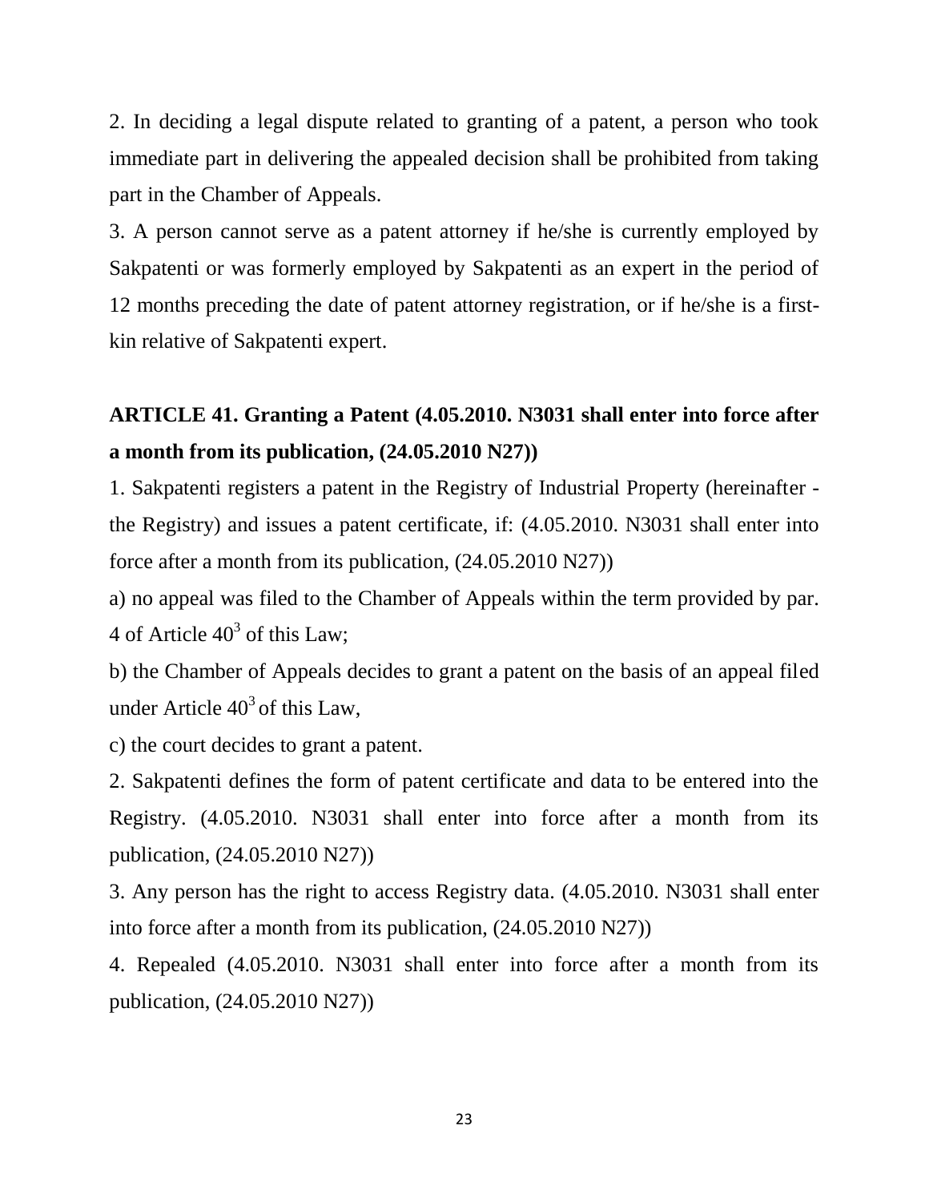2. In deciding a legal dispute related to granting of a patent, a person who took immediate part in delivering the appealed decision shall be prohibited from taking part in the Chamber of Appeals.

3. A person cannot serve as a patent attorney if he/she is currently employed by Sakpatenti or was formerly employed by Sakpatenti as an expert in the period of 12 months preceding the date of patent attorney registration, or if he/she is a first-kin relative of Sakpatenti expert.

## ARTICLE 41. Granting a Patent (4.05.2010. N3031 shall enter into force after a month from its publication, (24.05.2010 N27))

1. Sakpatenti registers a patent in the Registry of Industrial Property (hereinafter - the Registry) and issues a patent certificate, if: (4.05.2010. N3031 shall enter into force after a month from its publication, (24.05.2010 N27))

a) no appeal was filed to the Chamber of Appeals within the term provided by par. 4 of Article $40^3$ of this Law;

b) the Chamber of Appeals decides to grant a patent on the basis of an appeal filed under Article $40^3$ of this Law,

c) the court decides to grant a patent.

2. Sakpatenti defines the form of patent certificate and data to be entered into the Registry. (4.05.2010. N3031 shall enter into force after a month from its publication, (24.05.2010 N27))

3. Any person has the right to access Registry data. (4.05.2010. N3031 shall enter into force after a month from its publication, (24.05.2010 N27))

4. Repealed (4.05.2010. N3031 shall enter into force after a month from its publication, (24.05.2010 N27))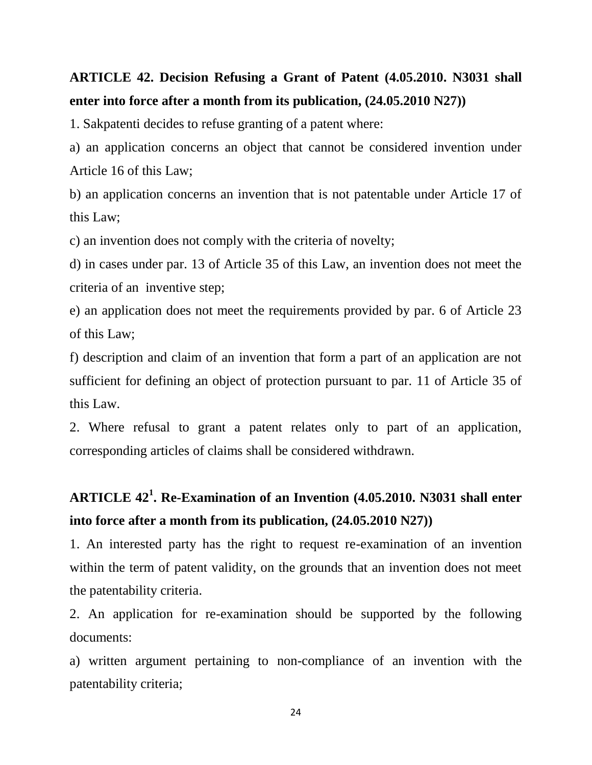**ARTICLE 42. Decision Refusing a Grant of Patent (4.05.2010. N3031 shall enter into force after a month from its publication, (24.05.2010 N27))**

1. Sakpatenti decides to refuse granting of a patent where:

a) an application concerns an object that cannot be considered invention under Article 16 of this Law;

b) an application concerns an invention that is not patentable under Article 17 of this Law;

c) an invention does not comply with the criteria of novelty;

d) in cases under par. 13 of Article 35 of this Law, an invention does not meet the criteria of an inventive step;

e) an application does not meet the requirements provided by par. 6 of Article 23 of this Law;

f) description and claim of an invention that form a part of an application are not sufficient for defining an object of protection pursuant to par. 11 of Article 35 of this Law.

2. Where refusal to grant a patent relates only to part of an application, corresponding articles of claims shall be considered withdrawn.

**ARTICLE 42$^{1}$. Re-Examination of an Invention (4.05.2010. N3031 shall enter into force after a month from its publication, (24.05.2010 N27))**

1. An interested party has the right to request re-examination of an invention within the term of patent validity, on the grounds that an invention does not meet the patentability criteria.

2. An application for re-examination should be supported by the following documents:

a) written argument pertaining to non-compliance of an invention with the patentability criteria;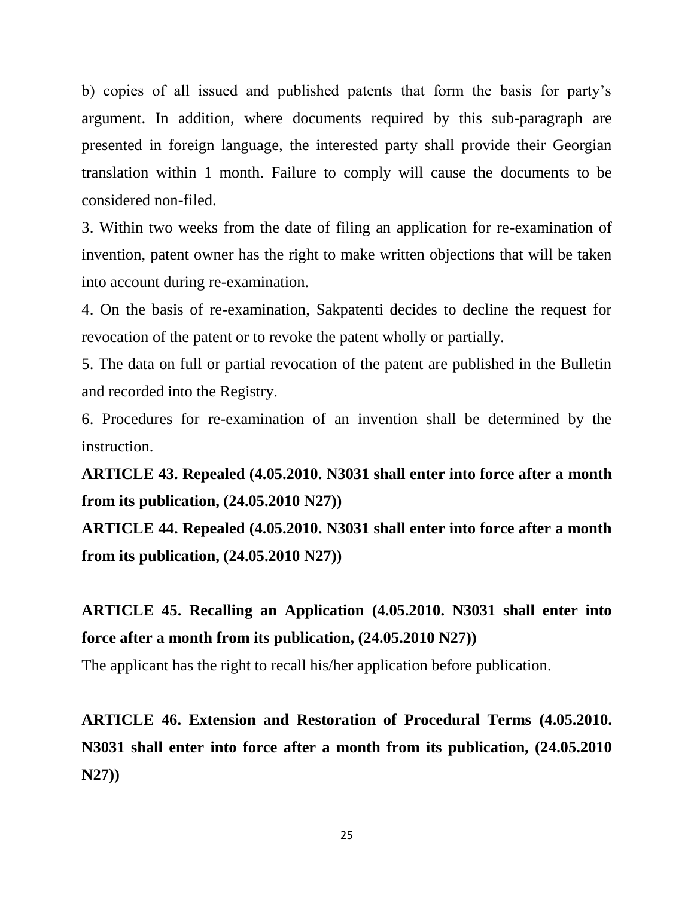b) copies of all issued and published patents that form the basis for party's argument. In addition, where documents required by this sub-paragraph are presented in foreign language, the interested party shall provide their Georgian translation within 1 month. Failure to comply will cause the documents to be considered non-filed.

3. Within two weeks from the date of filing an application for re-examination of invention, patent owner has the right to make written objections that will be taken into account during re-examination.

4. On the basis of re-examination, Sakpatenti decides to decline the request for revocation of the patent or to revoke the patent wholly or partially.

5. The data on full or partial revocation of the patent are published in the Bulletin and recorded into the Registry.

6. Procedures for re-examination of an invention shall be determined by the instruction.

**ARTICLE 43. Repealed (4.05.2010. N3031 shall enter into force after a month from its publication, (24.05.2010 N27))**

**ARTICLE 44. Repealed (4.05.2010. N3031 shall enter into force after a month from its publication, (24.05.2010 N27))**

**ARTICLE 45. Recalling an Application (4.05.2010. N3031 shall enter into force after a month from its publication, (24.05.2010 N27))**

The applicant has the right to recall his/her application before publication.

**ARTICLE 46. Extension and Restoration of Procedural Terms (4.05.2010. N3031 shall enter into force after a month from its publication, (24.05.2010 N27))**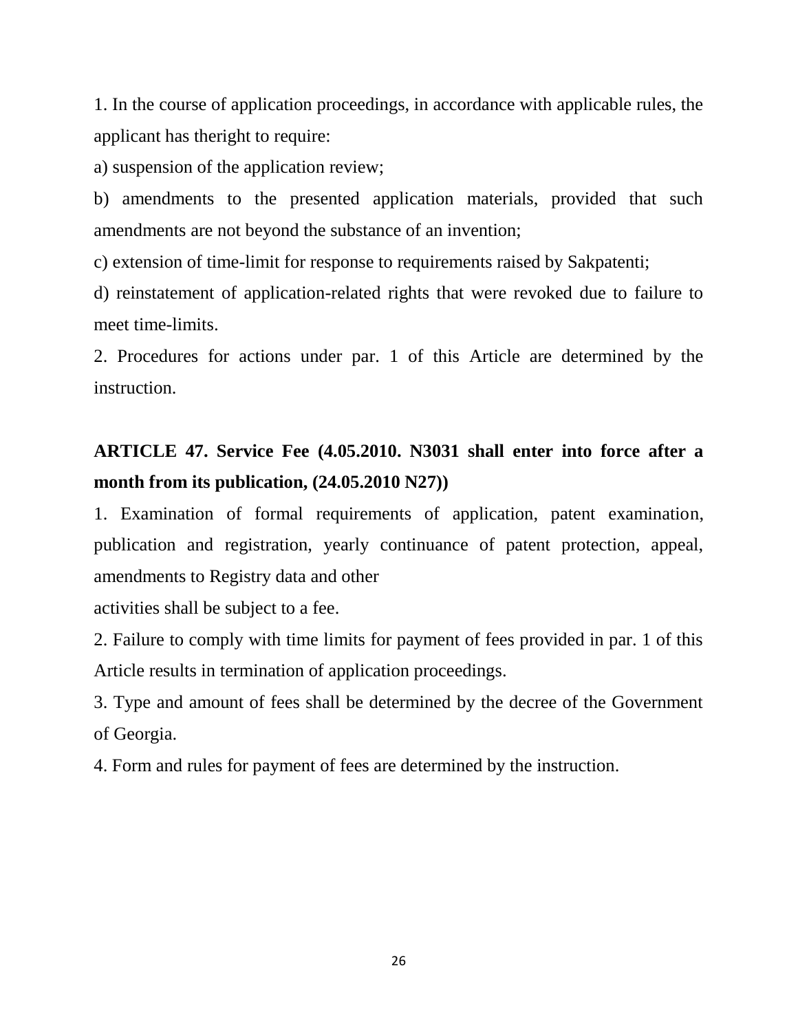1. In the course of application proceedings, in accordance with applicable rules, the applicant has theright to require:

a) suspension of the application review;

b) amendments to the presented application materials, provided that such amendments are not beyond the substance of an invention;

c) extension of time-limit for response to requirements raised by Sakpatenti;

d) reinstatement of application-related rights that were revoked due to failure to meet time-limits.

2. Procedures for actions under par. 1 of this Article are determined by the instruction.

## ARTICLE 47. Service Fee (4.05.2010. N3031 shall enter into force after a month from its publication, (24.05.2010 N27))

1. Examination of formal requirements of application, patent examination, publication and registration, yearly continuance of patent protection, appeal, amendments to Registry data and other activities shall be subject to a fee.

2. Failure to comply with time limits for payment of fees provided in par. 1 of this Article results in termination of application proceedings.

3. Type and amount of fees shall be determined by the decree of the Government of Georgia.

4. Form and rules for payment of fees are determined by the instruction.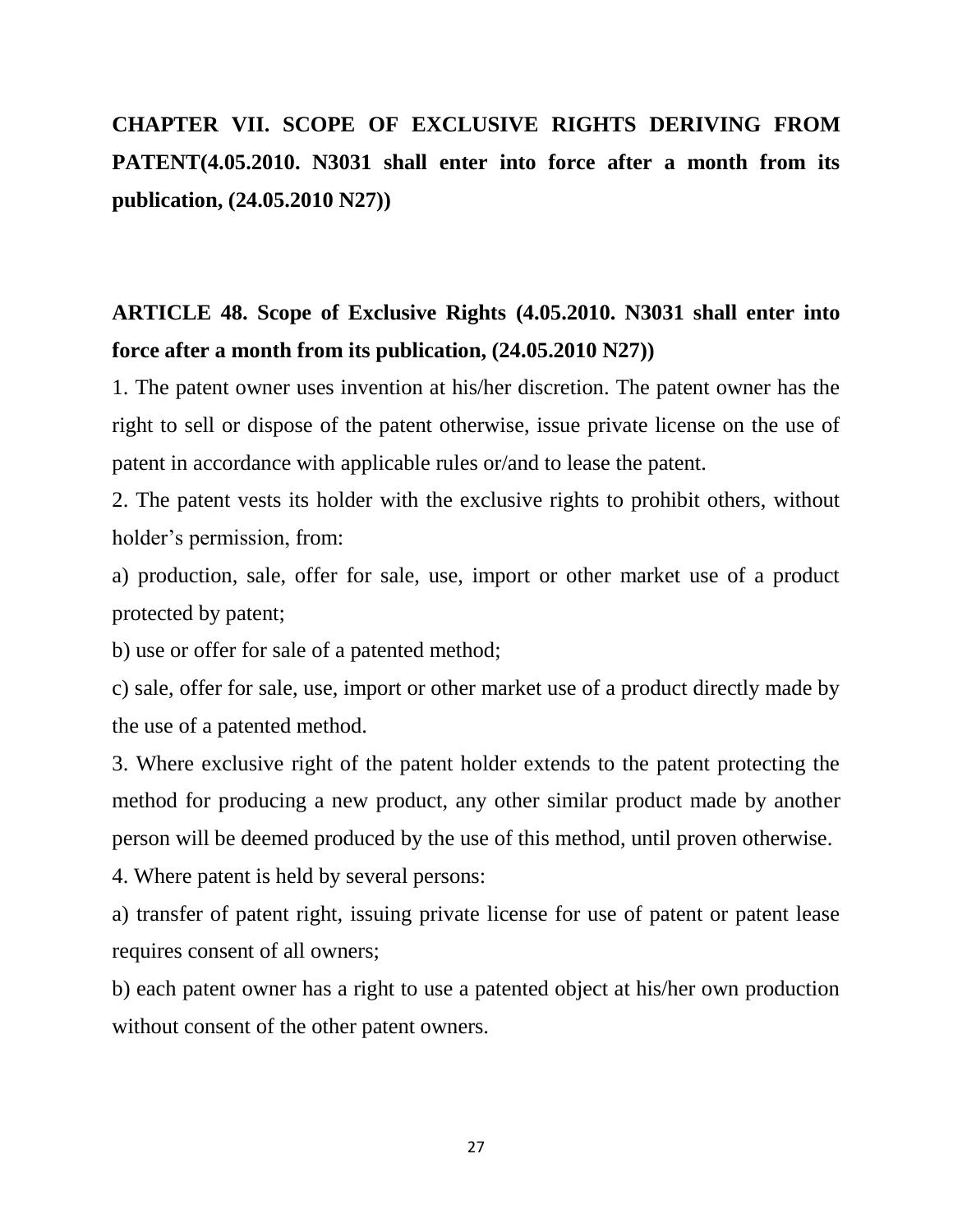## CHAPTER VII. SCOPE OF EXCLUSIVE RIGHTS DERIVING FROM PATENT(4.05.2010. N3031 shall enter into force after a month from its publication, (24.05.2010 N27))

### ARTICLE 48. Scope of Exclusive Rights (4.05.2010. N3031 shall enter into force after a month from its publication, (24.05.2010 N27))

1. The patent owner uses invention at his/her discretion. The patent owner has the right to sell or dispose of the patent otherwise, issue private license on the use of patent in accordance with applicable rules or/and to lease the patent.

2. The patent vests its holder with the exclusive rights to prohibit others, without holder's permission, from:

a) production, sale, offer for sale, use, import or other market use of a product protected by patent;

b) use or offer for sale of a patented method;

c) sale, offer for sale, use, import or other market use of a product directly made by the use of a patented method.

3. Where exclusive right of the patent holder extends to the patent protecting the method for producing a new product, any other similar product made by another person will be deemed produced by the use of this method, until proven otherwise.

4. Where patent is held by several persons:

a) transfer of patent right, issuing private license for use of patent or patent lease requires consent of all owners;

b) each patent owner has a right to use a patented object at his/her own production without consent of the other patent owners.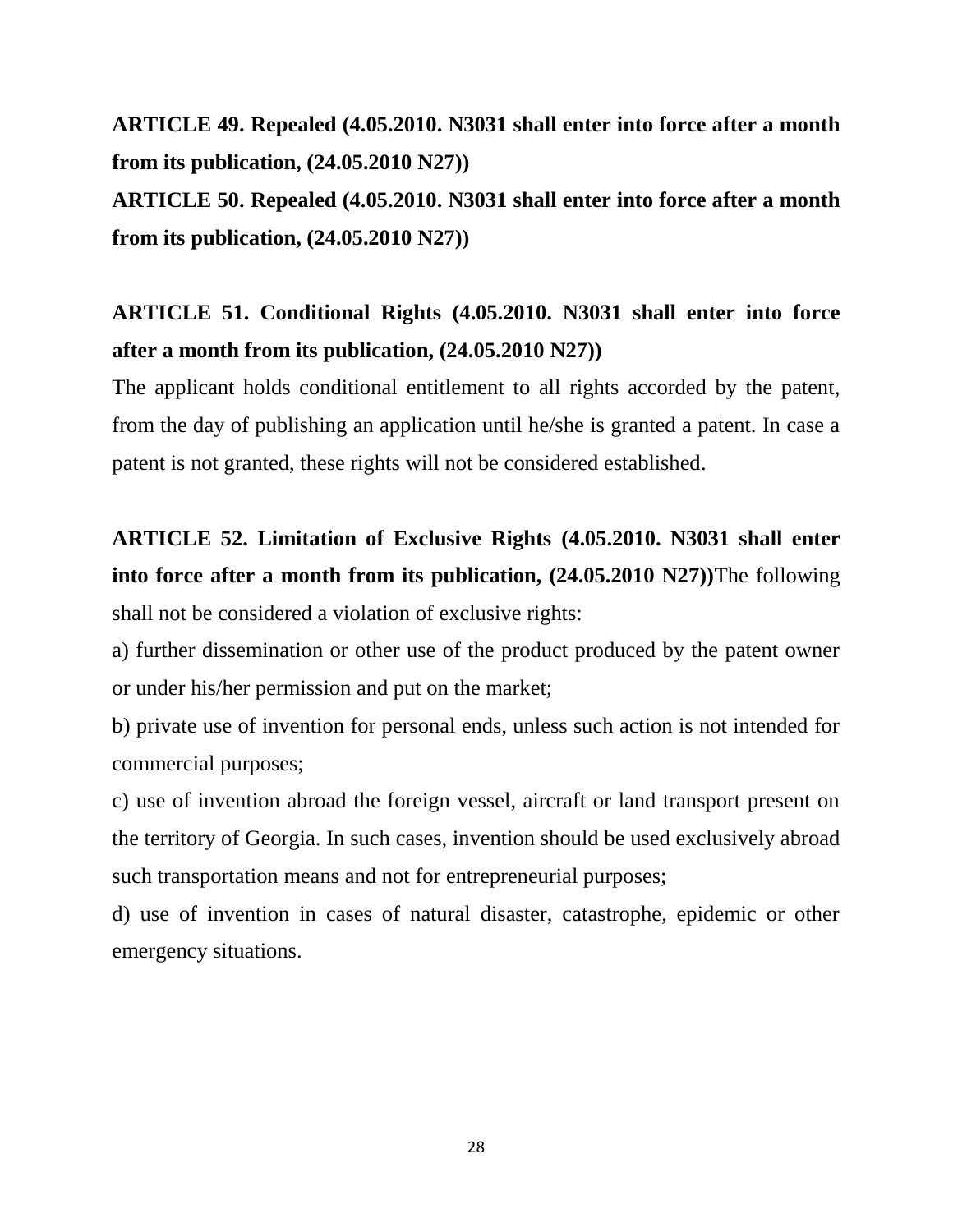**ARTICLE 49. Repealed (4.05.2010. N3031 shall enter into force after a month from its publication, (24.05.2010 N27))**

**ARTICLE 50. Repealed (4.05.2010. N3031 shall enter into force after a month from its publication, (24.05.2010 N27))**

**ARTICLE 51. Conditional Rights (4.05.2010. N3031 shall enter into force after a month from its publication, (24.05.2010 N27))**

The applicant holds conditional entitlement to all rights accorded by the patent, from the day of publishing an application until he/she is granted a patent. In case a patent is not granted, these rights will not be considered established.

**ARTICLE 52. Limitation of Exclusive Rights (4.05.2010. N3031 shall enter into force after a month from its publication, (24.05.2010 N27))**The following shall not be considered a violation of exclusive rights:

a) further dissemination or other use of the product produced by the patent owner or under his/her permission and put on the market;

b) private use of invention for personal ends, unless such action is not intended for commercial purposes;

c) use of invention abroad the foreign vessel, aircraft or land transport present on the territory of Georgia. In such cases, invention should be used exclusively abroad such transportation means and not for entrepreneurial purposes;

d) use of invention in cases of natural disaster, catastrophe, epidemic or other emergency situations.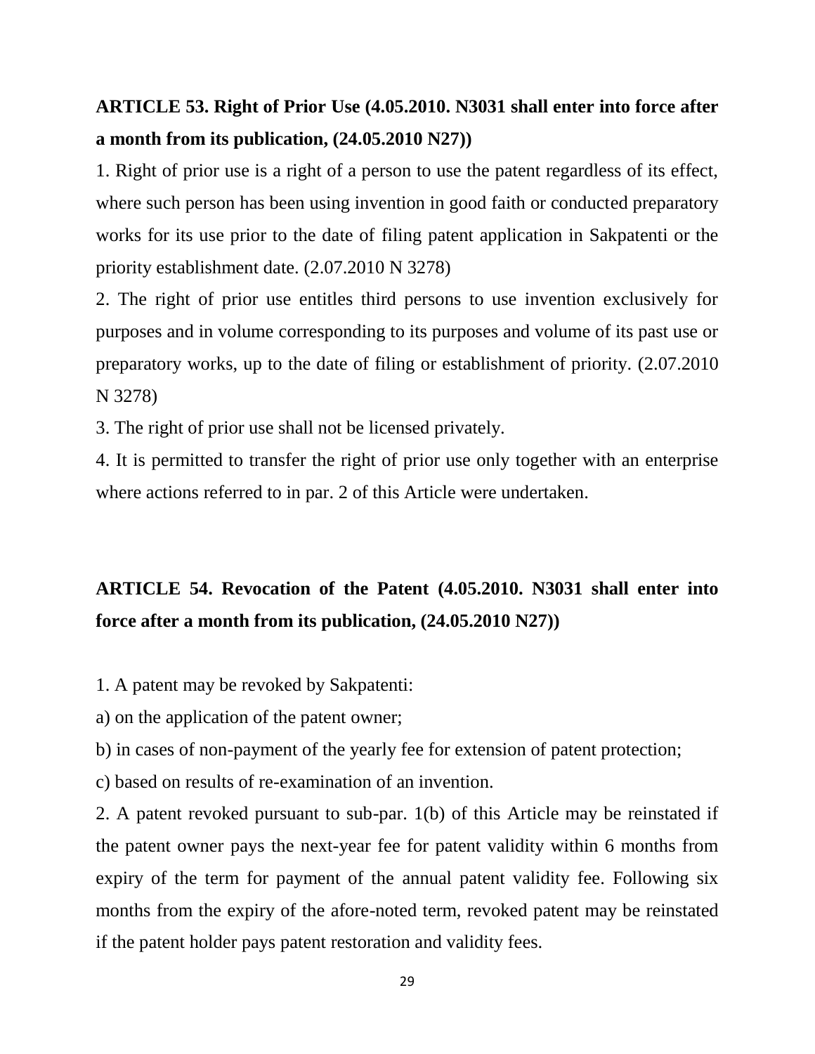## ARTICLE 53. Right of Prior Use (4.05.2010. N3031 shall enter into force after a month from its publication, (24.05.2010 N27))

1. Right of prior use is a right of a person to use the patent regardless of its effect, where such person has been using invention in good faith or conducted preparatory works for its use prior to the date of filing patent application in Sakpatenti or the priority establishment date. (2.07.2010 N 3278)

2. The right of prior use entitles third persons to use invention exclusively for purposes and in volume corresponding to its purposes and volume of its past use or preparatory works, up to the date of filing or establishment of priority. (2.07.2010 N 3278)

3. The right of prior use shall not be licensed privately.

4. It is permitted to transfer the right of prior use only together with an enterprise where actions referred to in par. 2 of this Article were undertaken.

## ARTICLE 54. Revocation of the Patent (4.05.2010. N3031 shall enter into force after a month from its publication, (24.05.2010 N27))

1. A patent may be revoked by Sakpatenti:

a) on the application of the patent owner;

b) in cases of non-payment of the yearly fee for extension of patent protection;

c) based on results of re-examination of an invention.

2. A patent revoked pursuant to sub-par. 1(b) of this Article may be reinstated if the patent owner pays the next-year fee for patent validity within 6 months from expiry of the term for payment of the annual patent validity fee. Following six months from the expiry of the afore-noted term, revoked patent may be reinstated if the patent holder pays patent restoration and validity fees.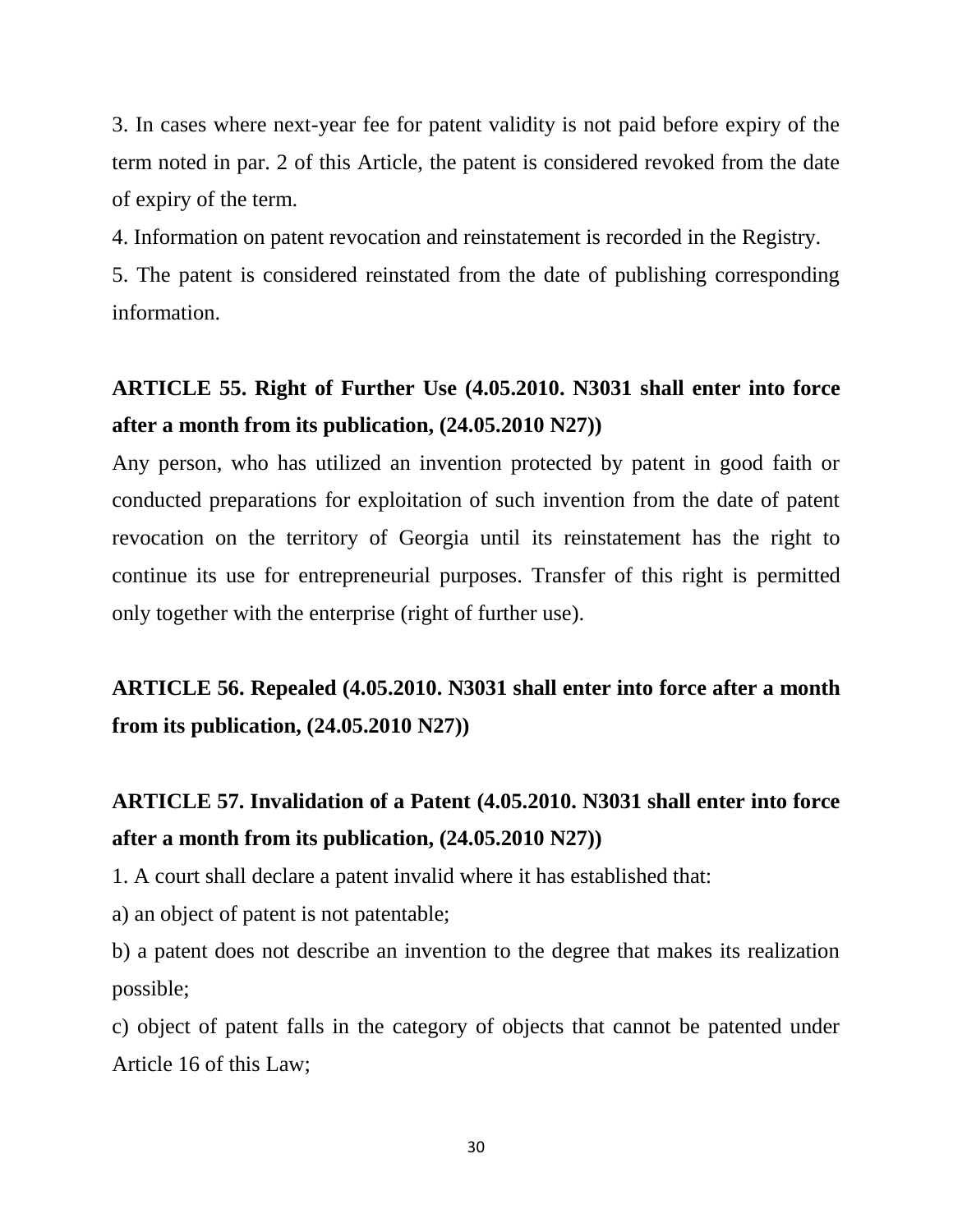3. In cases where next-year fee for patent validity is not paid before expiry of the term noted in par. 2 of this Article, the patent is considered revoked from the date of expiry of the term.

4. Information on patent revocation and reinstatement is recorded in the Registry.

5. The patent is considered reinstated from the date of publishing corresponding information.

## ARTICLE 55. Right of Further Use (4.05.2010. N3031 shall enter into force after a month from its publication, (24.05.2010 N27))

Any person, who has utilized an invention protected by patent in good faith or conducted preparations for exploitation of such invention from the date of patent revocation on the territory of Georgia until its reinstatement has the right to continue its use for entrepreneurial purposes. Transfer of this right is permitted only together with the enterprise (right of further use).

## ARTICLE 56. Repealed (4.05.2010. N3031 shall enter into force after a month from its publication, (24.05.2010 N27))

## ARTICLE 57. Invalidation of a Patent (4.05.2010. N3031 shall enter into force after a month from its publication, (24.05.2010 N27))

1. A court shall declare a patent invalid where it has established that:

a) an object of patent is not patentable;

b) a patent does not describe an invention to the degree that makes its realization possible;

c) object of patent falls in the category of objects that cannot be patented under Article 16 of this Law;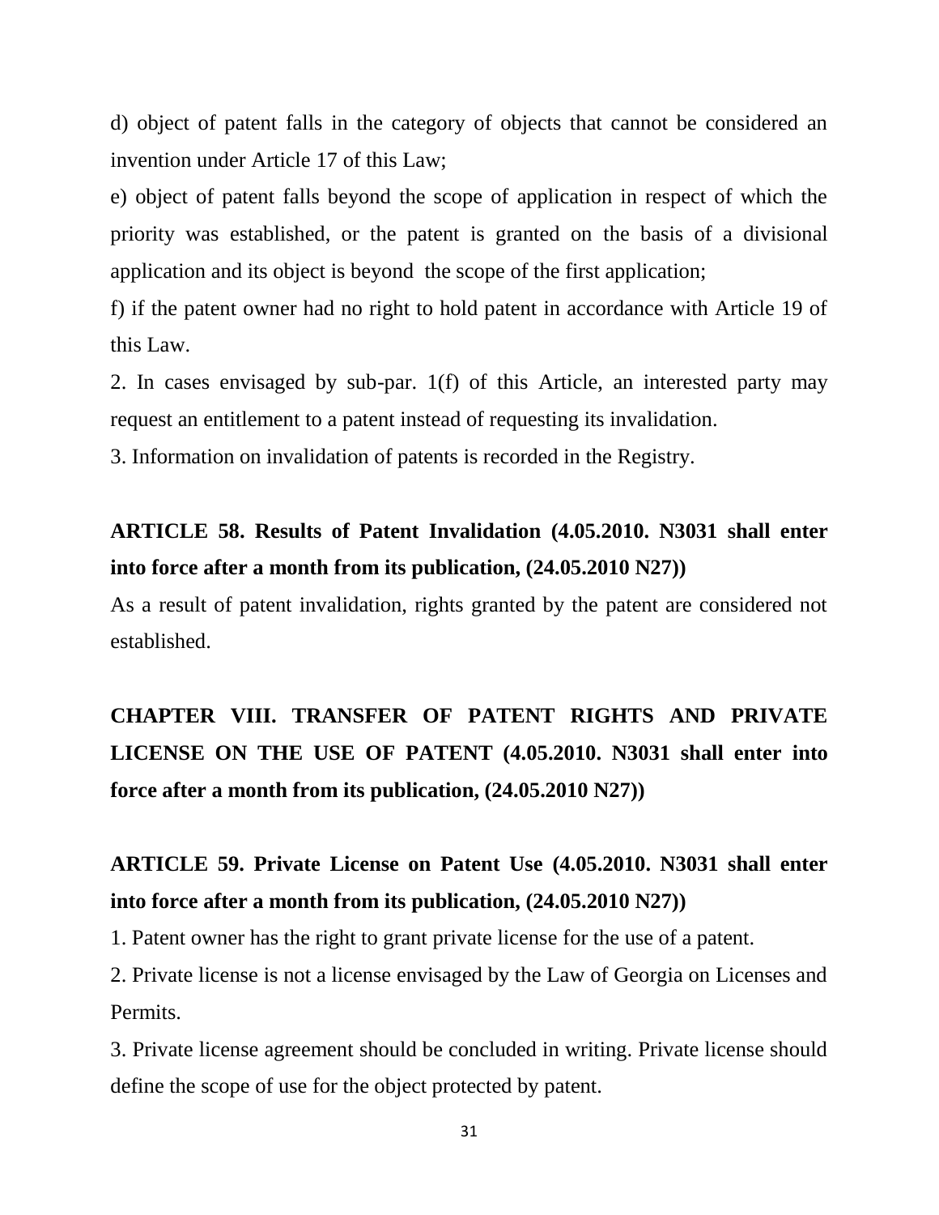d) object of patent falls in the category of objects that cannot be considered an invention under Article 17 of this Law;

e) object of patent falls beyond the scope of application in respect of which the priority was established, or the patent is granted on the basis of a divisional application and its object is beyond the scope of the first application;

f) if the patent owner had no right to hold patent in accordance with Article 19 of this Law.

2. In cases envisaged by sub-par. 1(f) of this Article, an interested party may request an entitlement to a patent instead of requesting its invalidation.

3. Information on invalidation of patents is recorded in the Registry.

## ARTICLE 58. Results of Patent Invalidation (4.05.2010. N3031 shall enter into force after a month from its publication, (24.05.2010 N27))

As a result of patent invalidation, rights granted by the patent are considered not established.

# CHAPTER VIII. TRANSFER OF PATENT RIGHTS AND PRIVATE LICENSE ON THE USE OF PATENT (4.05.2010. N3031 shall enter into force after a month from its publication, (24.05.2010 N27))

## ARTICLE 59. Private License on Patent Use (4.05.2010. N3031 shall enter into force after a month from its publication, (24.05.2010 N27))

1. Patent owner has the right to grant private license for the use of a patent.

2. Private license is not a license envisaged by the Law of Georgia on Licenses and Permits.

3. Private license agreement should be concluded in writing. Private license should define the scope of use for the object protected by patent.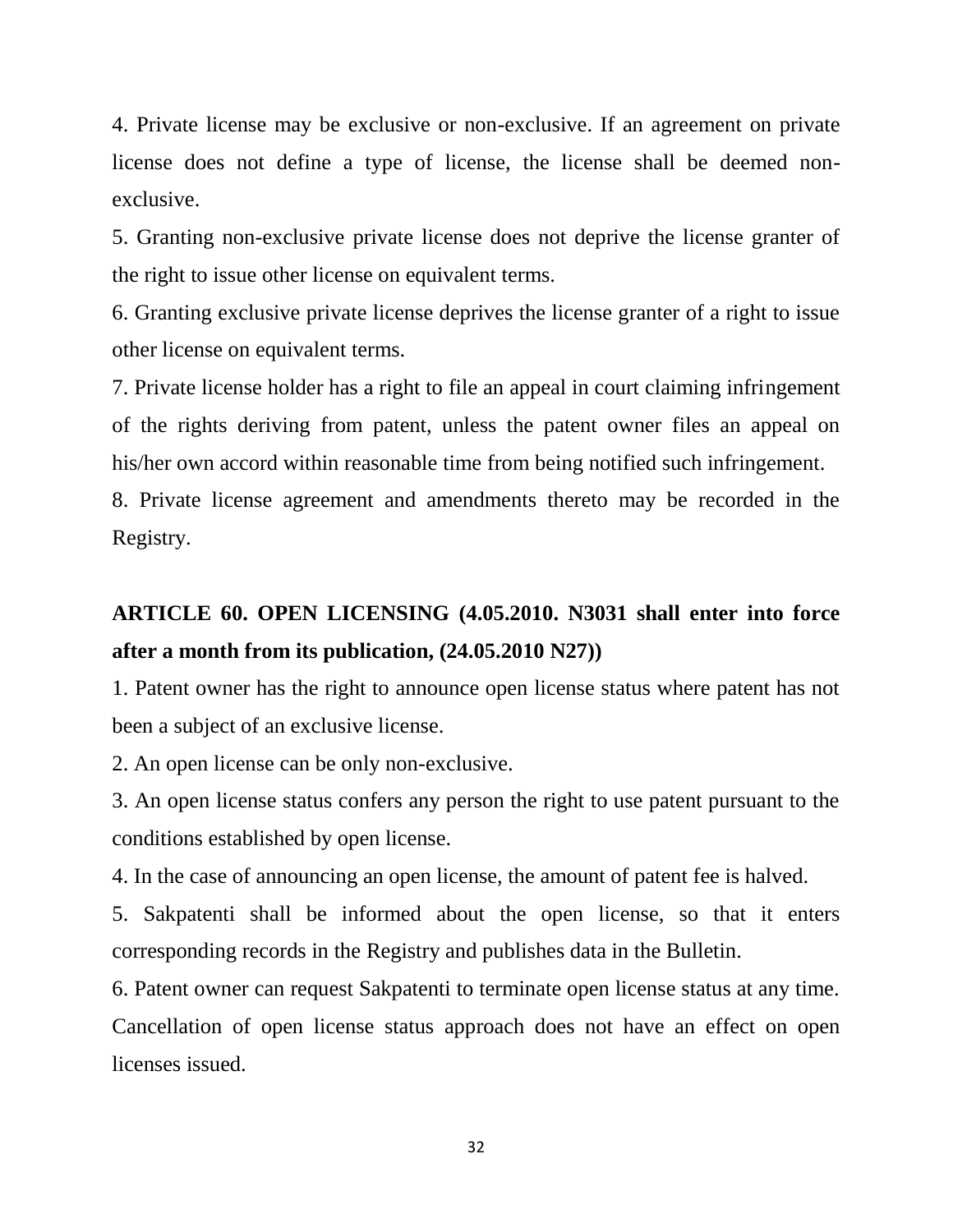4. Private license may be exclusive or non-exclusive. If an agreement on private license does not define a type of license, the license shall be deemed non-exclusive.

5. Granting non-exclusive private license does not deprive the license granter of the right to issue other license on equivalent terms.

6. Granting exclusive private license deprives the license granter of a right to issue other license on equivalent terms.

7. Private license holder has a right to file an appeal in court claiming infringement of the rights deriving from patent, unless the patent owner files an appeal on his/her own accord within reasonable time from being notified such infringement.

8. Private license agreement and amendments thereto may be recorded in the Registry.

## ARTICLE 60. OPEN LICENSING (4.05.2010. N3031 shall enter into force after a month from its publication, (24.05.2010 N27))

1. Patent owner has the right to announce open license status where patent has not been a subject of an exclusive license.

2. An open license can be only non-exclusive.

3. An open license status confers any person the right to use patent pursuant to the conditions established by open license.

4. In the case of announcing an open license, the amount of patent fee is halved.

5. Sakpatenti shall be informed about the open license, so that it enters corresponding records in the Registry and publishes data in the Bulletin.

6. Patent owner can request Sakpatenti to terminate open license status at any time. Cancellation of open license status approach does not have an effect on open licenses issued.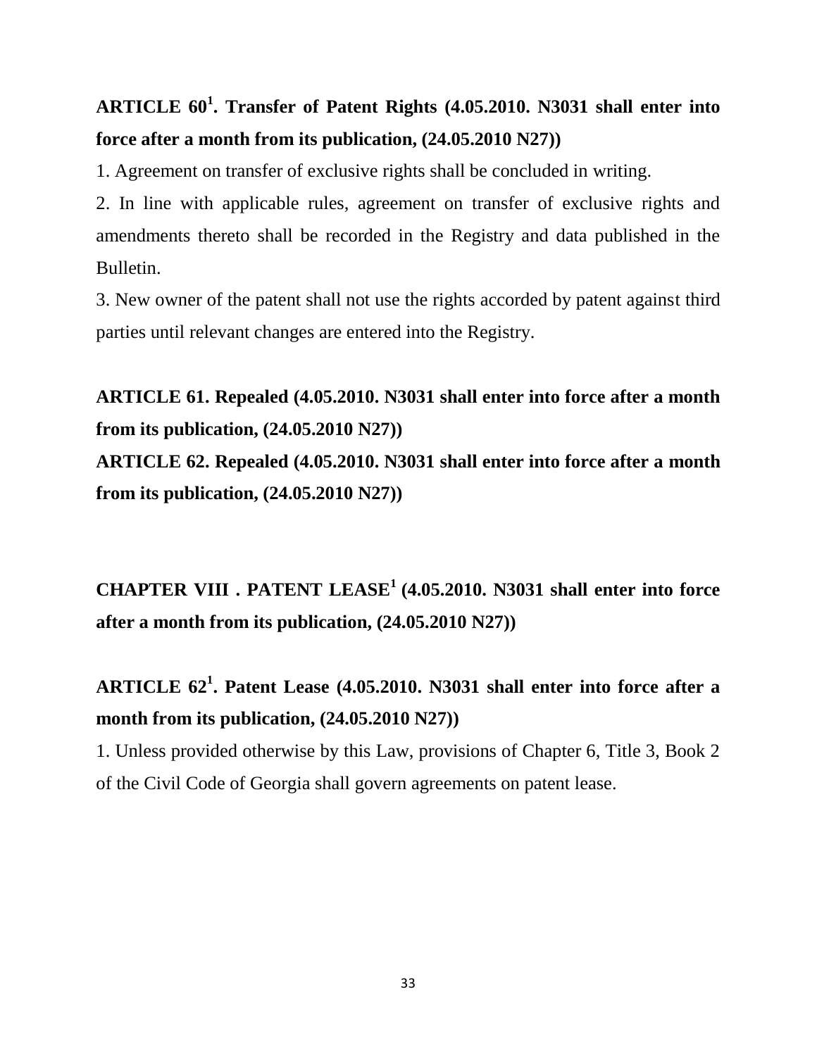## ARTICLE 60[1]. Transfer of Patent Rights (4.05.2010. N3031 shall enter into force after a month from its publication, (24.05.2010 N27))

1. Agreement on transfer of exclusive rights shall be concluded in writing.

2. In line with applicable rules, agreement on transfer of exclusive rights and amendments thereto shall be recorded in the Registry and data published in the Bulletin.

3. New owner of the patent shall not use the rights accorded by patent against third parties until relevant changes are entered into the Registry.

## ARTICLE 61. Repealed (4.05.2010. N3031 shall enter into force after a month from its publication, (24.05.2010 N27))

## ARTICLE 62. Repealed (4.05.2010. N3031 shall enter into force after a month from its publication, (24.05.2010 N27))

# CHAPTER VIII . PATENT LEASE[1] (4.05.2010. N3031 shall enter into force after a month from its publication, (24.05.2010 N27))

## ARTICLE 62[1]. Patent Lease (4.05.2010. N3031 shall enter into force after a month from its publication, (24.05.2010 N27))

1. Unless provided otherwise by this Law, provisions of Chapter 6, Title 3, Book 2 of the Civil Code of Georgia shall govern agreements on patent lease.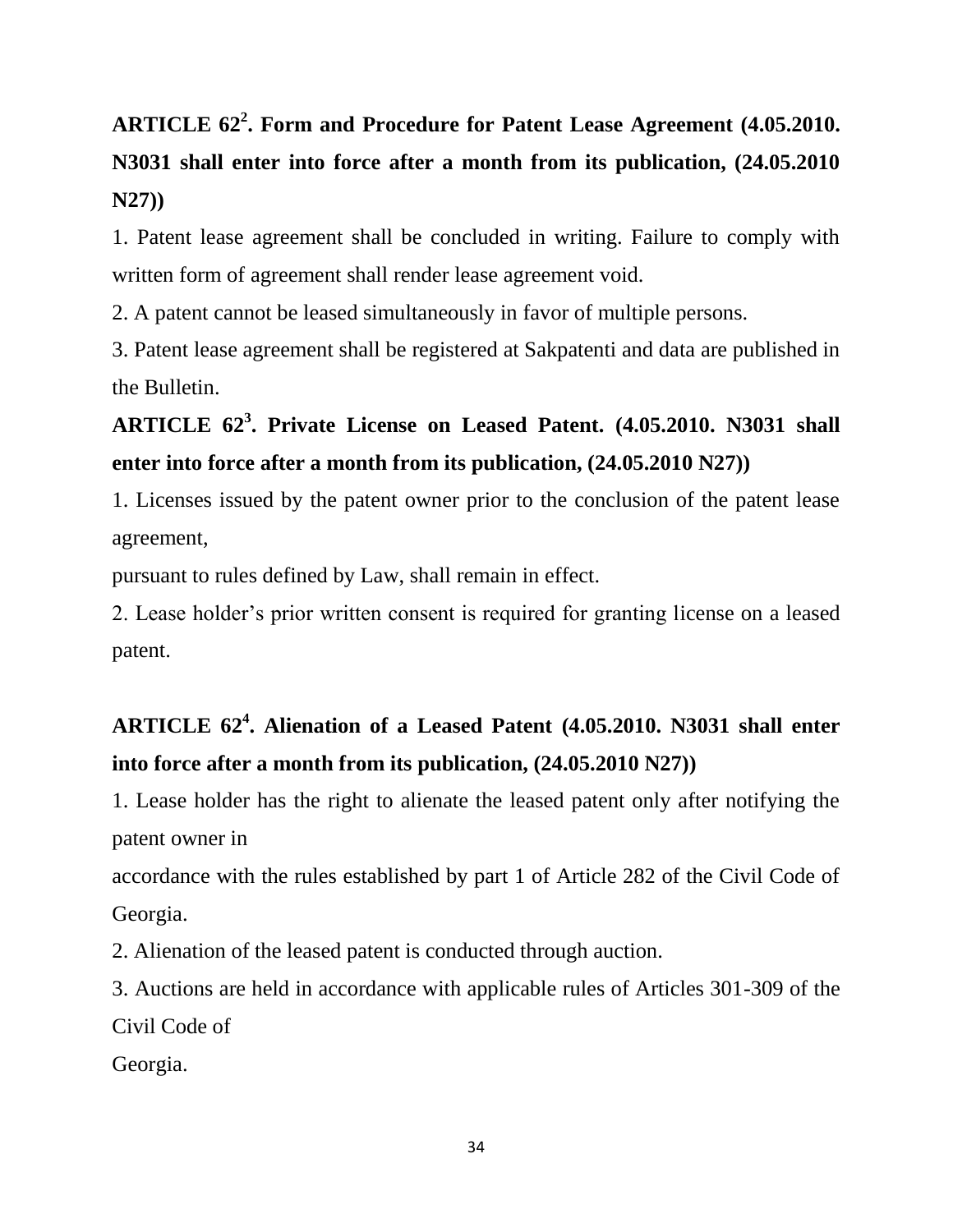**ARTICLE 62$^2$. Form and Procedure for Patent Lease Agreement (4.05.2010. N3031 shall enter into force after a month from its publication, (24.05.2010 N27))**

1. Patent lease agreement shall be concluded in writing. Failure to comply with written form of agreement shall render lease agreement void.

2. A patent cannot be leased simultaneously in favor of multiple persons.

3. Patent lease agreement shall be registered at Sakpatenti and data are published in the Bulletin.

**ARTICLE 62$^3$. Private License on Leased Patent. (4.05.2010. N3031 shall enter into force after a month from its publication, (24.05.2010 N27))**

1. Licenses issued by the patent owner prior to the conclusion of the patent lease agreement,
pursuant to rules defined by Law, shall remain in effect.

2. Lease holder's prior written consent is required for granting license on a leased patent.

**ARTICLE 62$^4$. Alienation of a Leased Patent (4.05.2010. N3031 shall enter into force after a month from its publication, (24.05.2010 N27))**

1. Lease holder has the right to alienate the leased patent only after notifying the patent owner in
accordance with the rules established by part 1 of Article 282 of the Civil Code of Georgia.

2. Alienation of the leased patent is conducted through auction.

3. Auctions are held in accordance with applicable rules of Articles 301-309 of the Civil Code of
Georgia.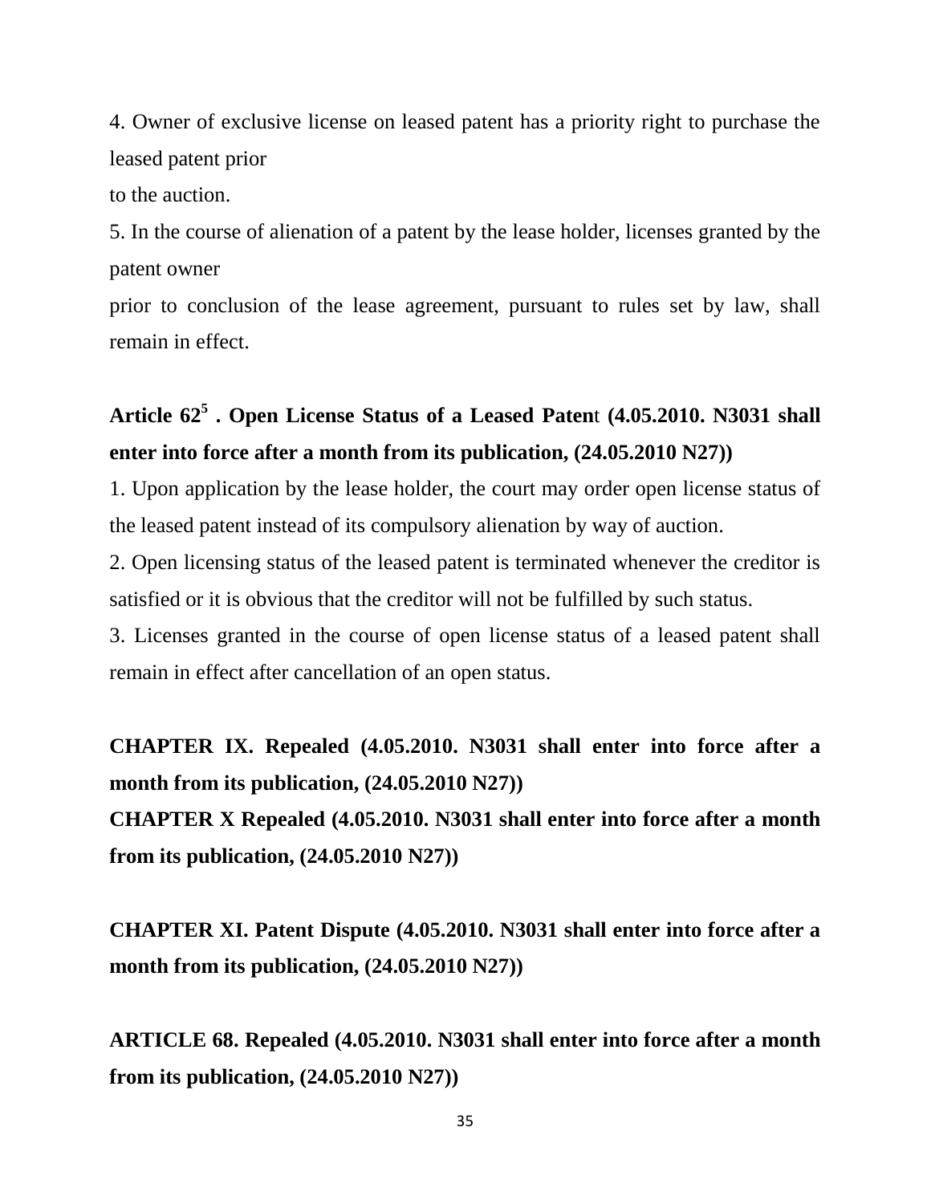4. Owner of exclusive license on leased patent has a priority right to purchase the leased patent prior to the auction.

5. In the course of alienation of a patent by the lease holder, licenses granted by the patent owner prior to conclusion of the lease agreement, pursuant to rules set by law, shall remain in effect.

**Article 62$^{5}$ . Open License Status of a Leased Patent (4.05.2010. N3031 shall enter into force after a month from its publication, (24.05.2010 N27))**

1. Upon application by the lease holder, the court may order open license status of the leased patent instead of its compulsory alienation by way of auction.

2. Open licensing status of the leased patent is terminated whenever the creditor is satisfied or it is obvious that the creditor will not be fulfilled by such status.

3. Licenses granted in the course of open license status of a leased patent shall remain in effect after cancellation of an open status.

**CHAPTER IX. Repealed (4.05.2010. N3031 shall enter into force after a month from its publication, (24.05.2010 N27))**

**CHAPTER X Repealed (4.05.2010. N3031 shall enter into force after a month from its publication, (24.05.2010 N27))**

**CHAPTER XI. Patent Dispute (4.05.2010. N3031 shall enter into force after a month from its publication, (24.05.2010 N27))**

**ARTICLE 68. Repealed (4.05.2010. N3031 shall enter into force after a month from its publication, (24.05.2010 N27))**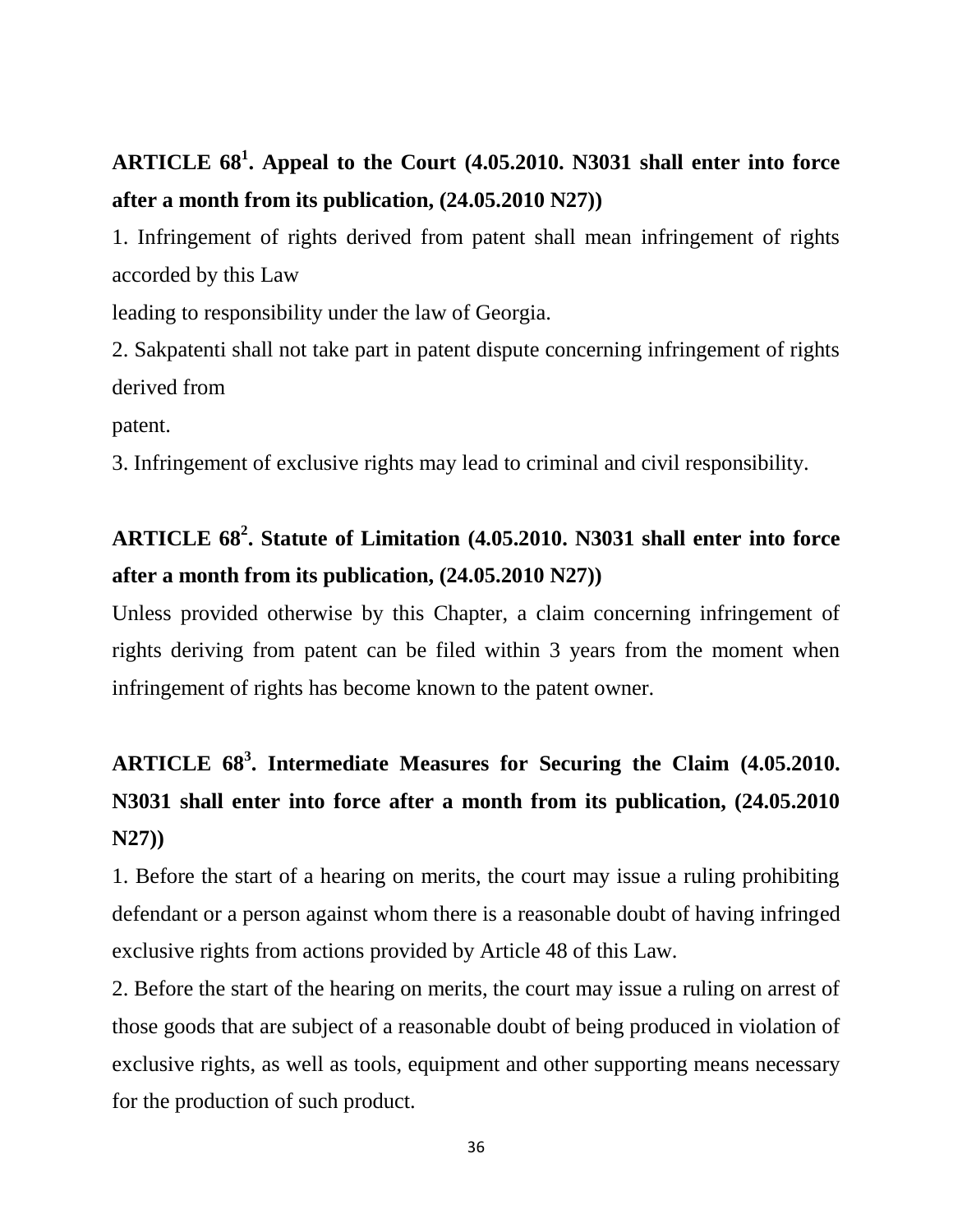## ARTICLE 68[1]. Appeal to the Court (4.05.2010. N3031 shall enter into force after a month from its publication, (24.05.2010 N27))

1. Infringement of rights derived from patent shall mean infringement of rights accorded by this Law
leading to responsibility under the law of Georgia.

2. Sakpatenti shall not take part in patent dispute concerning infringement of rights derived from
patent.

3. Infringement of exclusive rights may lead to criminal and civil responsibility.

## ARTICLE 68[2]. Statute of Limitation (4.05.2010. N3031 shall enter into force after a month from its publication, (24.05.2010 N27))

Unless provided otherwise by this Chapter, a claim concerning infringement of rights deriving from patent can be filed within 3 years from the moment when infringement of rights has become known to the patent owner.

## ARTICLE 68[3]. Intermediate Measures for Securing the Claim (4.05.2010. N3031 shall enter into force after a month from its publication, (24.05.2010 N27))

1. Before the start of a hearing on merits, the court may issue a ruling prohibiting defendant or a person against whom there is a reasonable doubt of having infringed exclusive rights from actions provided by Article 48 of this Law.

2. Before the start of the hearing on merits, the court may issue a ruling on arrest of those goods that are subject of a reasonable doubt of being produced in violation of exclusive rights, as well as tools, equipment and other supporting means necessary for the production of such product.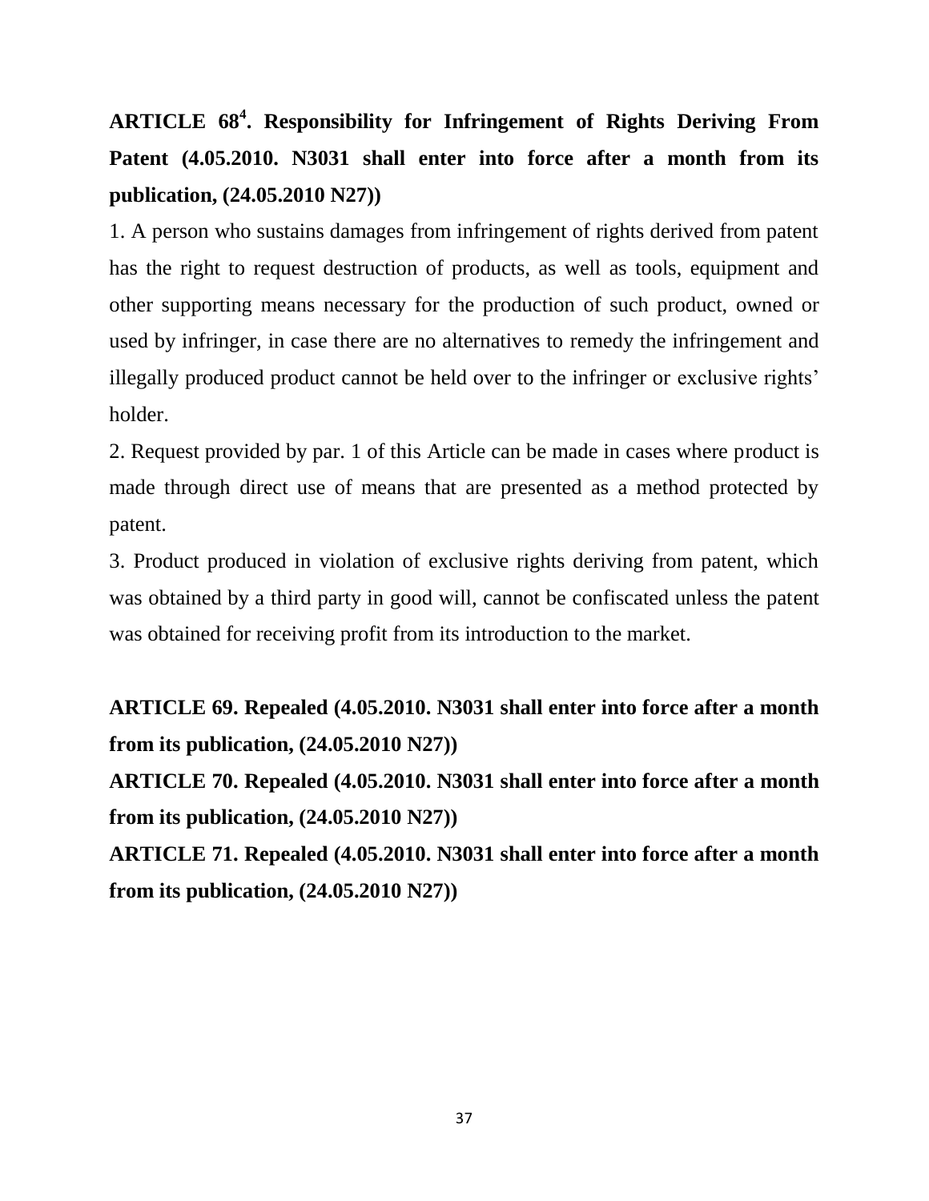**ARTICLE 68[4]. Responsibility for Infringement of Rights Deriving From Patent (4.05.2010. N3031 shall enter into force after a month from its publication, (24.05.2010 N27))**

1. A person who sustains damages from infringement of rights derived from patent has the right to request destruction of products, as well as tools, equipment and other supporting means necessary for the production of such product, owned or used by infringer, in case there are no alternatives to remedy the infringement and illegally produced product cannot be held over to the infringer or exclusive rights' holder.

2. Request provided by par. 1 of this Article can be made in cases where product is made through direct use of means that are presented as a method protected by patent.

3. Product produced in violation of exclusive rights deriving from patent, which was obtained by a third party in good will, cannot be confiscated unless the patent was obtained for receiving profit from its introduction to the market.

**ARTICLE 69. Repealed (4.05.2010. N3031 shall enter into force after a month from its publication, (24.05.2010 N27))**

**ARTICLE 70. Repealed (4.05.2010. N3031 shall enter into force after a month from its publication, (24.05.2010 N27))**

**ARTICLE 71. Repealed (4.05.2010. N3031 shall enter into force after a month from its publication, (24.05.2010 N27))**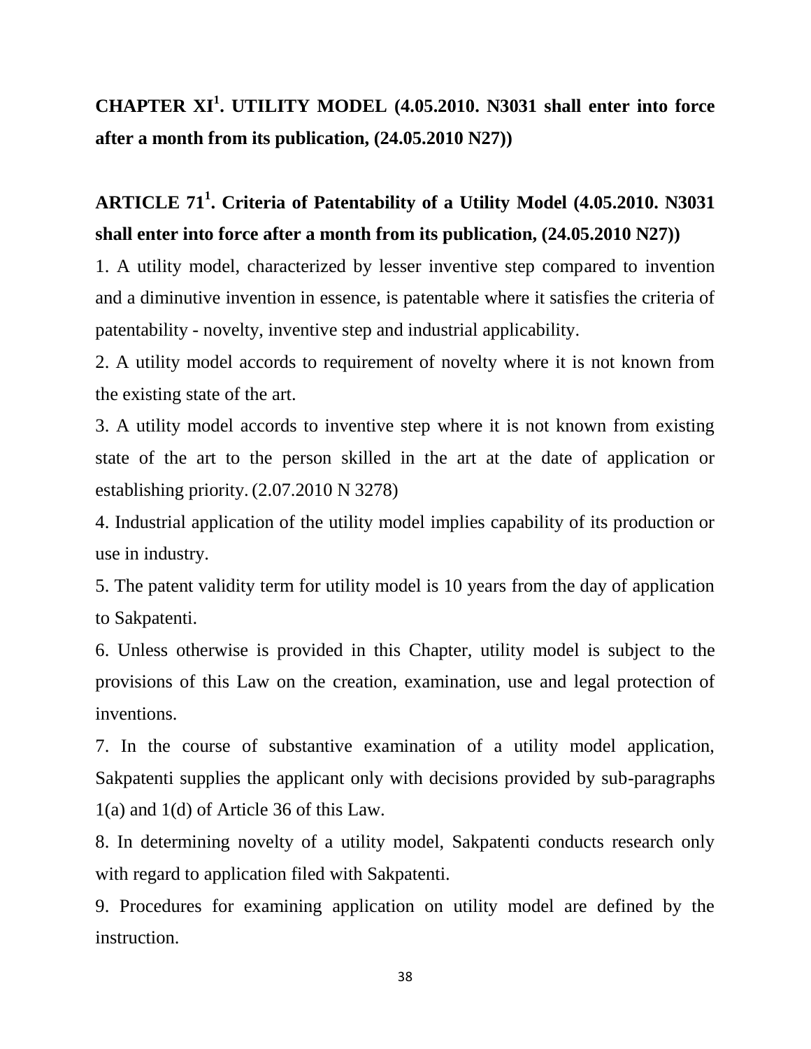# CHAPTER XI[1]. UTILITY MODEL (4.05.2010. N3031 shall enter into force after a month from its publication, (24.05.2010 N27))

## ARTICLE 71[1]. Criteria of Patentability of a Utility Model (4.05.2010. N3031 shall enter into force after a month from its publication, (24.05.2010 N27))

1. A utility model, characterized by lesser inventive step compared to invention and a diminutive invention in essence, is patentable where it satisfies the criteria of patentability - novelty, inventive step and industrial applicability.

2. A utility model accords to requirement of novelty where it is not known from the existing state of the art.

3. A utility model accords to inventive step where it is not known from existing state of the art to the person skilled in the art at the date of application or establishing priority. (2.07.2010 N 3278)

4. Industrial application of the utility model implies capability of its production or use in industry.

5. The patent validity term for utility model is 10 years from the day of application to Sakpatenti.

6. Unless otherwise is provided in this Chapter, utility model is subject to the provisions of this Law on the creation, examination, use and legal protection of inventions.

7. In the course of substantive examination of a utility model application, Sakpatenti supplies the applicant only with decisions provided by sub-paragraphs 1(a) and 1(d) of Article 36 of this Law.

8. In determining novelty of a utility model, Sakpatenti conducts research only with regard to application filed with Sakpatenti.

9. Procedures for examining application on utility model are defined by the instruction.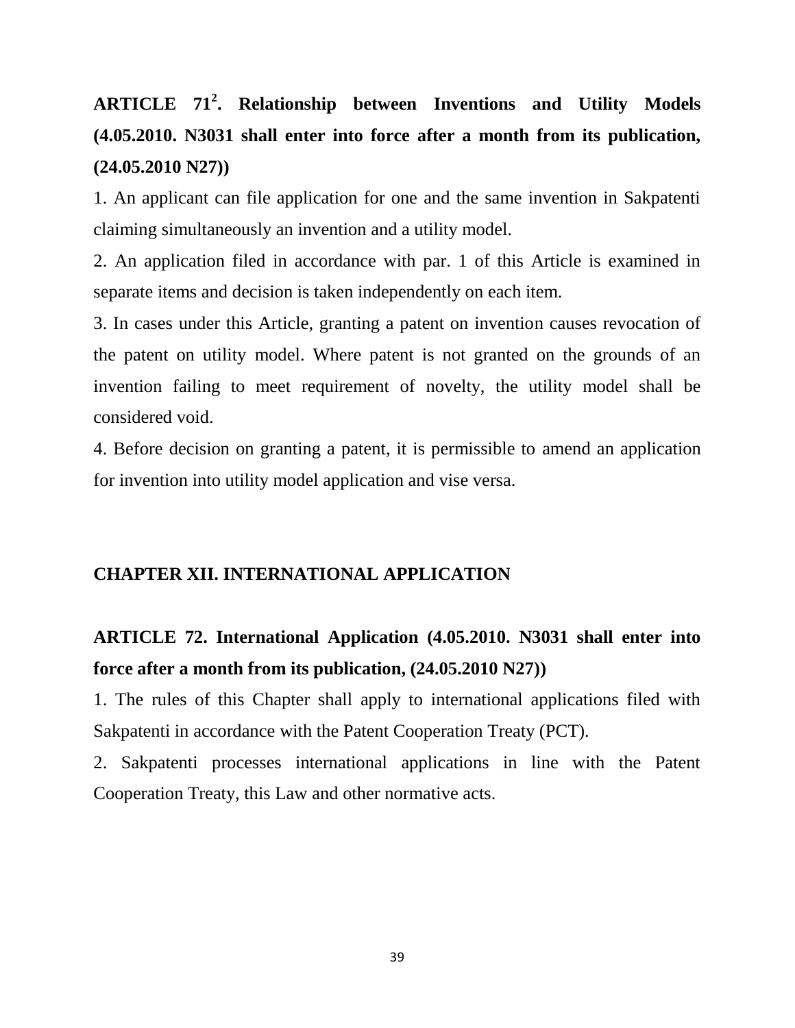## ARTICLE 71$^{2}$. Relationship between Inventions and Utility Models (4.05.2010. N3031 shall enter into force after a month from its publication, (24.05.2010 N27))

1. An applicant can file application for one and the same invention in Sakpatenti claiming simultaneously an invention and a utility model.

2. An application filed in accordance with par. 1 of this Article is examined in separate items and decision is taken independently on each item.

3. In cases under this Article, granting a patent on invention causes revocation of the patent on utility model. Where patent is not granted on the grounds of an invention failing to meet requirement of novelty, the utility model shall be considered void.

4. Before decision on granting a patent, it is permissible to amend an application for invention into utility model application and vise versa.

# CHAPTER XII. INTERNATIONAL APPLICATION

## ARTICLE 72. International Application (4.05.2010. N3031 shall enter into force after a month from its publication, (24.05.2010 N27))

1. The rules of this Chapter shall apply to international applications filed with Sakpatenti in accordance with the Patent Cooperation Treaty (PCT).

2. Sakpatenti processes international applications in line with the Patent Cooperation Treaty, this Law and other normative acts.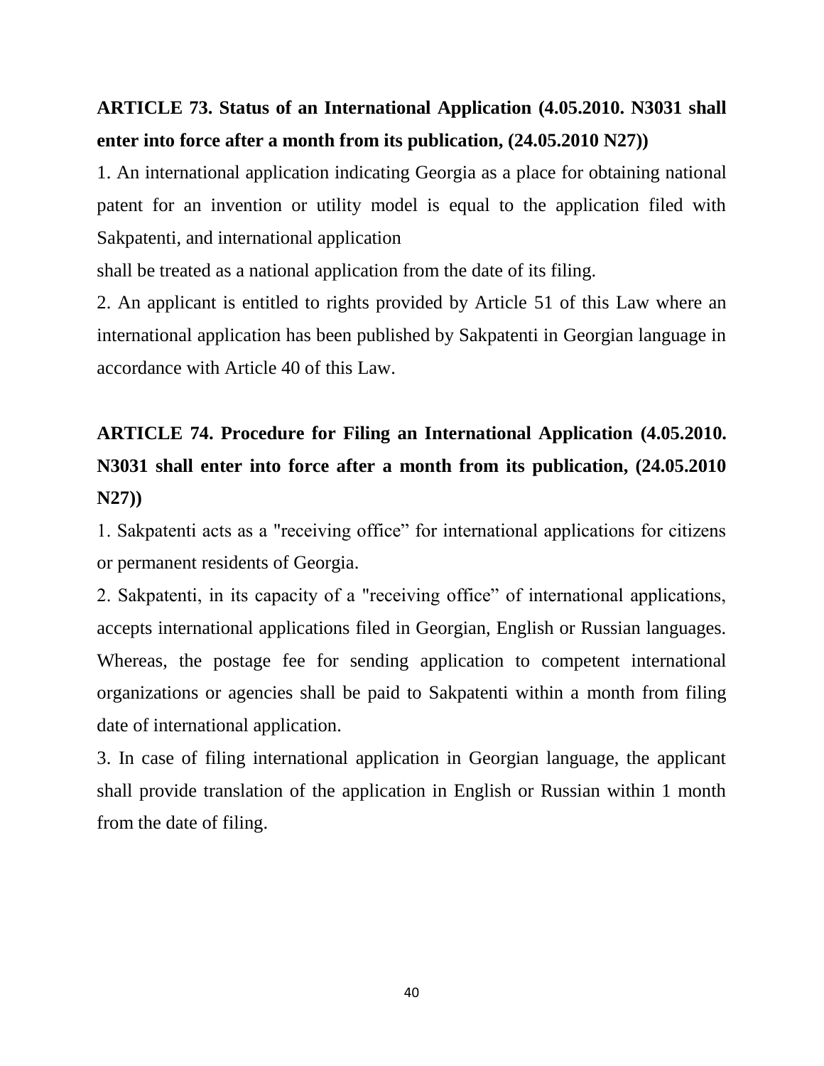**ARTICLE 73. Status of an International Application (4.05.2010. N3031 shall enter into force after a month from its publication, (24.05.2010 N27))**

1. An international application indicating Georgia as a place for obtaining national patent for an invention or utility model is equal to the application filed with Sakpatenti, and international application shall be treated as a national application from the date of its filing.

2. An applicant is entitled to rights provided by Article 51 of this Law where an international application has been published by Sakpatenti in Georgian language in accordance with Article 40 of this Law.

**ARTICLE 74. Procedure for Filing an International Application (4.05.2010. N3031 shall enter into force after a month from its publication, (24.05.2010 N27))**

1. Sakpatenti acts as a "receiving office" for international applications for citizens or permanent residents of Georgia.

2. Sakpatenti, in its capacity of a "receiving office" of international applications, accepts international applications filed in Georgian, English or Russian languages. Whereas, the postage fee for sending application to competent international organizations or agencies shall be paid to Sakpatenti within a month from filing date of international application.

3. In case of filing international application in Georgian language, the applicant shall provide translation of the application in English or Russian within 1 month from the date of filing.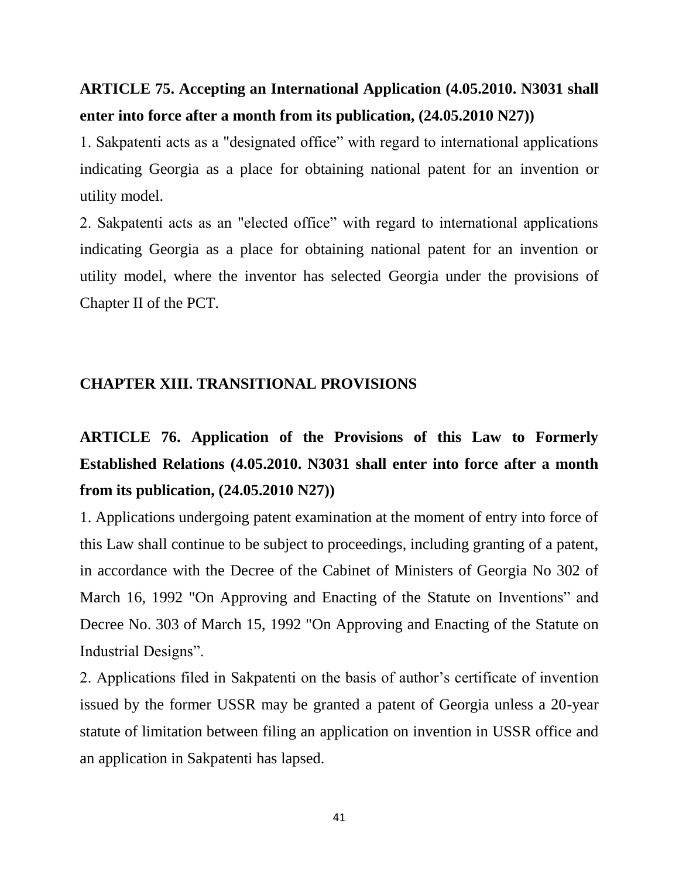## ARTICLE 75. Accepting an International Application (4.05.2010. N3031 shall enter into force after a month from its publication, (24.05.2010 N27))

1. Sakpatenti acts as a "designated office" with regard to international applications indicating Georgia as a place for obtaining national patent for an invention or utility model.

2. Sakpatenti acts as an "elected office" with regard to international applications indicating Georgia as a place for obtaining national patent for an invention or utility model, where the inventor has selected Georgia under the provisions of Chapter II of the PCT.

## CHAPTER XIII. TRANSITIONAL PROVISIONS

## ARTICLE 76. Application of the Provisions of this Law to Formerly Established Relations (4.05.2010. N3031 shall enter into force after a month from its publication, (24.05.2010 N27))

1. Applications undergoing patent examination at the moment of entry into force of this Law shall continue to be subject to proceedings, including granting of a patent, in accordance with the Decree of the Cabinet of Ministers of Georgia No 302 of March 16, 1992 "On Approving and Enacting of the Statute on Inventions" and Decree No. 303 of March 15, 1992 "On Approving and Enacting of the Statute on Industrial Designs".

2. Applications filed in Sakpatenti on the basis of author's certificate of invention issued by the former USSR may be granted a patent of Georgia unless a 20-year statute of limitation between filing an application on invention in USSR office and an application in Sakpatenti has lapsed.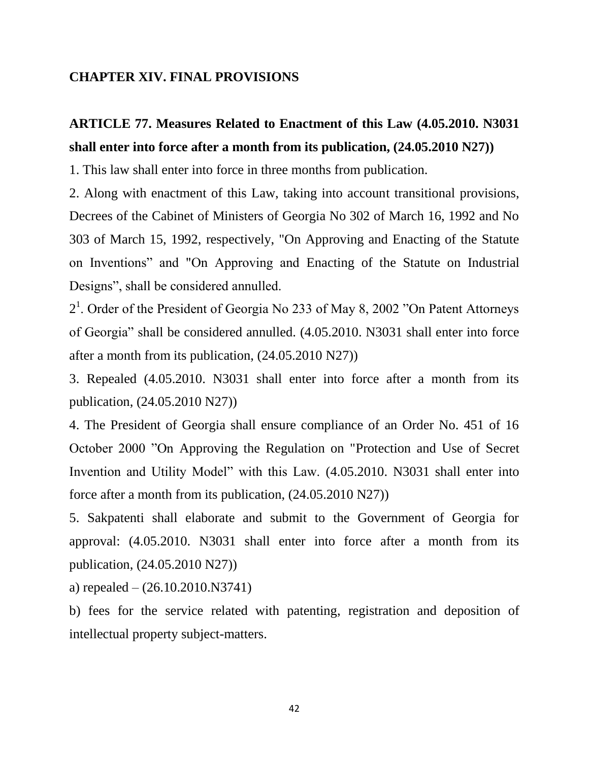## CHAPTER XIV. FINAL PROVISIONS

### ARTICLE 77. Measures Related to Enactment of this Law (4.05.2010. N3031 shall enter into force after a month from its publication, (24.05.2010 N27))

1. This law shall enter into force in three months from publication.

2. Along with enactment of this Law, taking into account transitional provisions, Decrees of the Cabinet of Ministers of Georgia No 302 of March 16, 1992 and No 303 of March 15, 1992, respectively, "On Approving and Enacting of the Statute on Inventions" and "On Approving and Enacting of the Statute on Industrial Designs", shall be considered annulled.

2[1]. Order of the President of Georgia No 233 of May 8, 2002 "On Patent Attorneys of Georgia" shall be considered annulled. (4.05.2010. N3031 shall enter into force after a month from its publication, (24.05.2010 N27))

3. Repealed (4.05.2010. N3031 shall enter into force after a month from its publication, (24.05.2010 N27))

4. The President of Georgia shall ensure compliance of an Order No. 451 of 16 October 2000 "On Approving the Regulation on "Protection and Use of Secret Invention and Utility Model" with this Law. (4.05.2010. N3031 shall enter into force after a month from its publication, (24.05.2010 N27))

5. Sakpatenti shall elaborate and submit to the Government of Georgia for approval: (4.05.2010. N3031 shall enter into force after a month from its publication, (24.05.2010 N27))

a) repealed – (26.10.2010.N3741)

b) fees for the service related with patenting, registration and deposition of intellectual property subject-matters.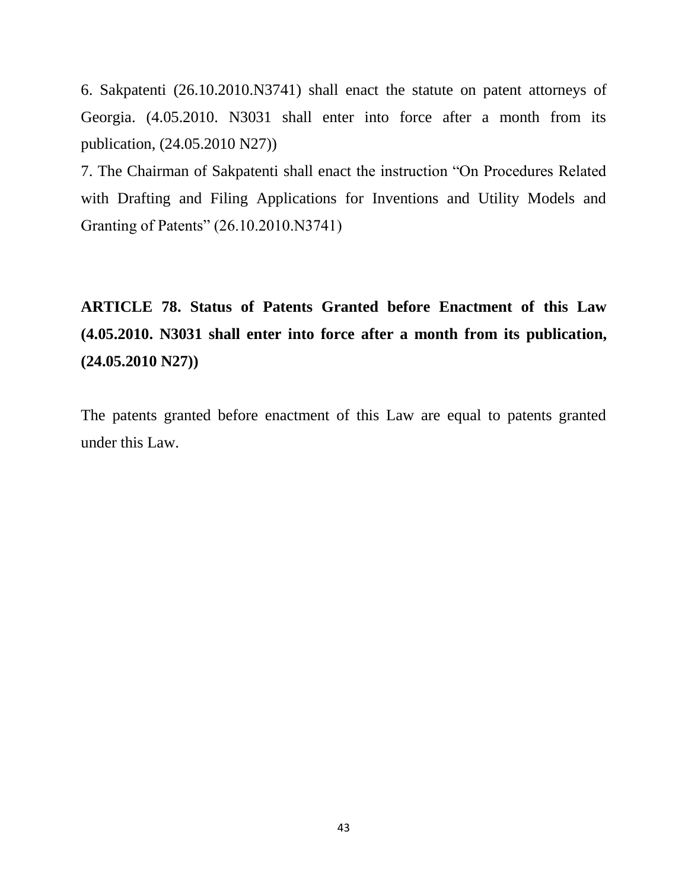6. Sakpatenti (26.10.2010.N3741) shall enact the statute on patent attorneys of Georgia. (4.05.2010. N3031 shall enter into force after a month from its publication, (24.05.2010 N27))

7. The Chairman of Sakpatenti shall enact the instruction "On Procedures Related with Drafting and Filing Applications for Inventions and Utility Models and Granting of Patents" (26.10.2010.N3741)

## ARTICLE 78. Status of Patents Granted before Enactment of this Law (4.05.2010. N3031 shall enter into force after a month from its publication, (24.05.2010 N27))

The patents granted before enactment of this Law are equal to patents granted under this Law.